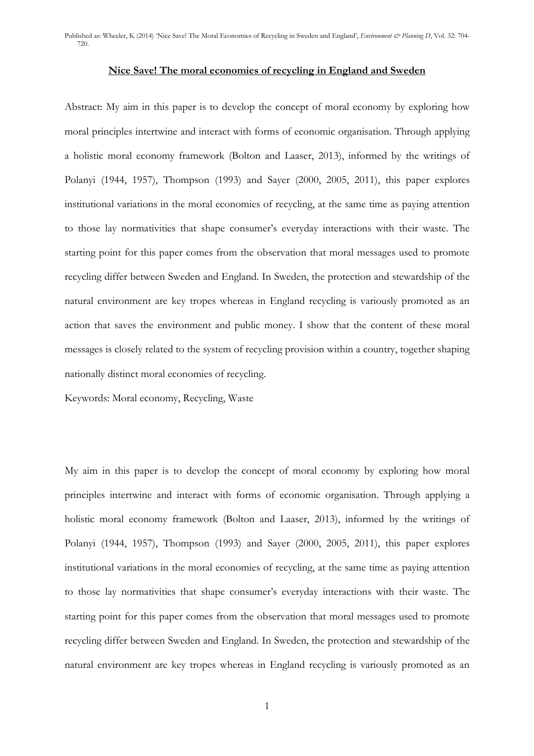Published as: Wheeler, K (2014) 'Nice Save! The Moral Economies of Recycling in Sweden and England', *Environment & Planning D*, Vol. 32: 704-720.

**Nice Save! The moral economies of recycling in England and Sweden**

Abstract: My aim in this paper is to develop the concept of moral economy by exploring how moral principles intertwine and interact with forms of economic organisation. Through applying a holistic moral economy framework (Bolton and Laaser, 2013), informed by the writings of Polanyi (1944, 1957), Thompson (1993) and Sayer (2000, 2005, 2011), this paper explores institutional variations in the moral economies of recycling, at the same time as paying attention to those lay normativities that shape consumer's everyday interactions with their waste. The starting point for this paper comes from the observation that moral messages used to promote recycling differ between Sweden and England. In Sweden, the protection and stewardship of the natural environment are key tropes whereas in England recycling is variously promoted as an action that saves the environment and public money. I show that the content of these moral messages is closely related to the system of recycling provision within a country, together shaping nationally distinct moral economies of recycling.

Keywords: Moral economy, Recycling, Waste

My aim in this paper is to develop the concept of moral economy by exploring how moral principles intertwine and interact with forms of economic organisation. Through applying a holistic moral economy framework (Bolton and Laaser, 2013), informed by the writings of Polanyi (1944, 1957), Thompson (1993) and Sayer (2000, 2005, 2011), this paper explores institutional variations in the moral economies of recycling, at the same time as paying attention to those lay normativities that shape consumer's everyday interactions with their waste. The starting point for this paper comes from the observation that moral messages used to promote recycling differ between Sweden and England. In Sweden, the protection and stewardship of the natural environment are key tropes whereas in England recycling is variously promoted as an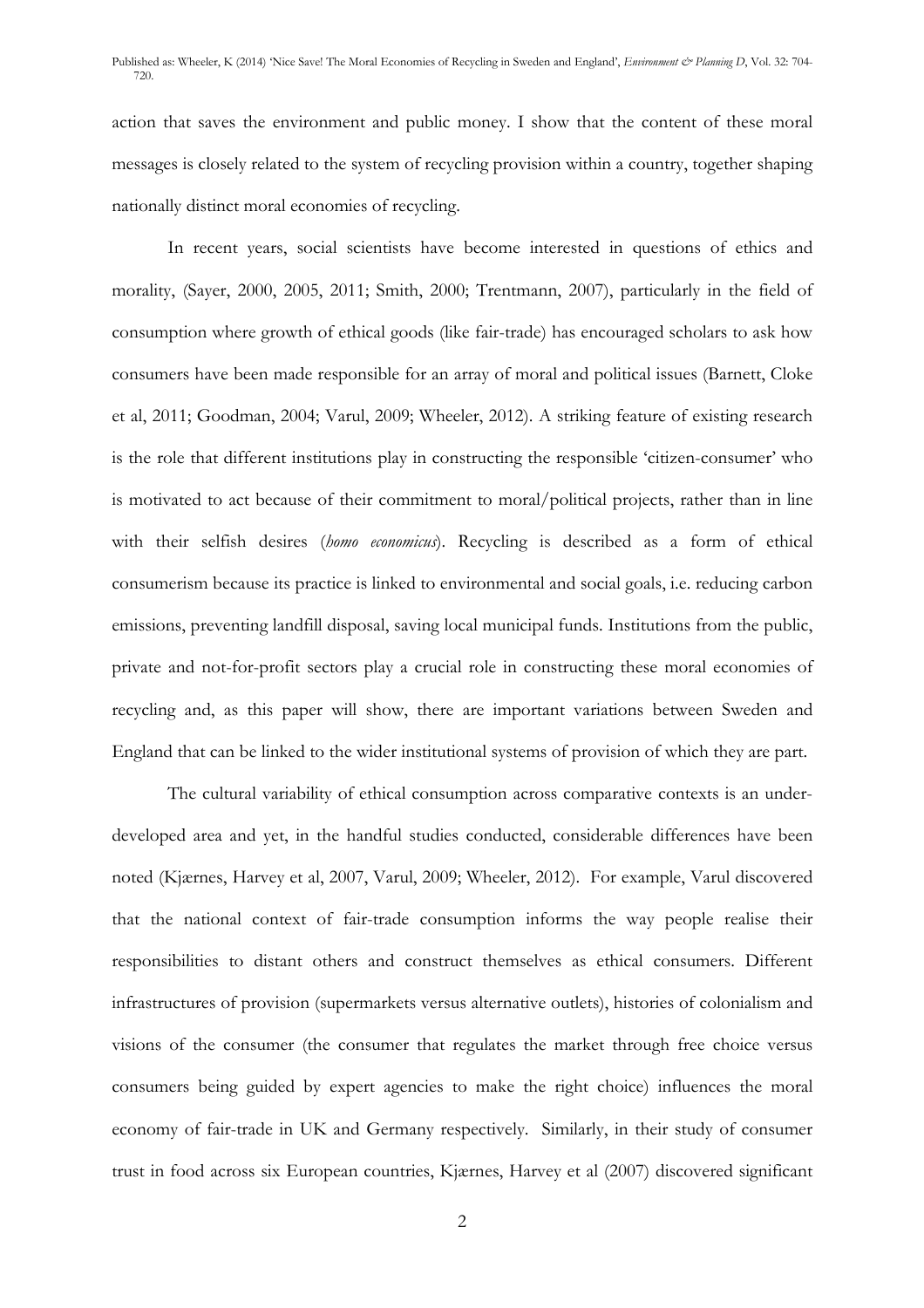action that saves the environment and public money. I show that the content of these moral messages is closely related to the system of recycling provision within a country, together shaping nationally distinct moral economies of recycling.

In recent years, social scientists have become interested in questions of ethics and morality, (Sayer, 2000, 2005, 2011; Smith, 2000; Trentmann, 2007), particularly in the field of consumption where growth of ethical goods (like fair-trade) has encouraged scholars to ask how consumers have been made responsible for an array of moral and political issues (Barnett, Cloke et al, 2011; Goodman, 2004; Varul, 2009; Wheeler, 2012). A striking feature of existing research is the role that different institutions play in constructing the responsible 'citizen-consumer' who is motivated to act because of their commitment to moral/political projects, rather than in line with their selfish desires (*homo economicus*). Recycling is described as a form of ethical consumerism because its practice is linked to environmental and social goals, i.e. reducing carbon emissions, preventing landfill disposal, saving local municipal funds. Institutions from the public, private and not-for-profit sectors play a crucial role in constructing these moral economies of recycling and, as this paper will show, there are important variations between Sweden and England that can be linked to the wider institutional systems of provision of which they are part.

The cultural variability of ethical consumption across comparative contexts is an under-developed area and yet, in the handful studies conducted, considerable differences have been noted (Kjærnes, Harvey et al, 2007, Varul, 2009; Wheeler, 2012). For example, Varul discovered that the national context of fair-trade consumption informs the way people realise their responsibilities to distant others and construct themselves as ethical consumers. Different infrastructures of provision (supermarkets versus alternative outlets), histories of colonialism and visions of the consumer (the consumer that regulates the market through free choice versus consumers being guided by expert agencies to make the right choice) influences the moral economy of fair-trade in UK and Germany respectively. Similarly, in their study of consumer trust in food across six European countries, Kjærnes, Harvey et al (2007) discovered significant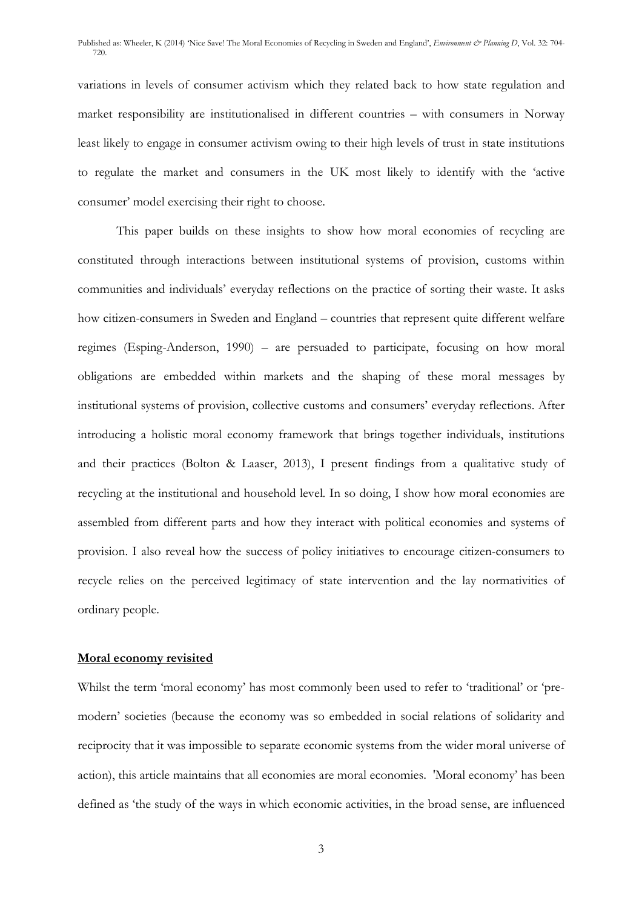variations in levels of consumer activism which they related back to how state regulation and market responsibility are institutionalised in different countries – with consumers in Norway least likely to engage in consumer activism owing to their high levels of trust in state institutions to regulate the market and consumers in the UK most likely to identify with the 'active consumer' model exercising their right to choose.

This paper builds on these insights to show how moral economies of recycling are constituted through interactions between institutional systems of provision, customs within communities and individuals' everyday reflections on the practice of sorting their waste. It asks how citizen-consumers in Sweden and England – countries that represent quite different welfare regimes (Esping-Anderson, 1990) – are persuaded to participate, focusing on how moral obligations are embedded within markets and the shaping of these moral messages by institutional systems of provision, collective customs and consumers' everyday reflections. After introducing a holistic moral economy framework that brings together individuals, institutions and their practices (Bolton & Laaser, 2013), I present findings from a qualitative study of recycling at the institutional and household level. In so doing, I show how moral economies are assembled from different parts and how they interact with political economies and systems of provision. I also reveal how the success of policy initiatives to encourage citizen-consumers to recycle relies on the perceived legitimacy of state intervention and the lay normativities of ordinary people.

## Moral economy revisited

Whilst the term 'moral economy' has most commonly been used to refer to 'traditional' or 'pre-modern' societies (because the economy was so embedded in social relations of solidarity and reciprocity that it was impossible to separate economic systems from the wider moral universe of action), this article maintains that all economies are moral economies. 'Moral economy' has been defined as 'the study of the ways in which economic activities, in the broad sense, are influenced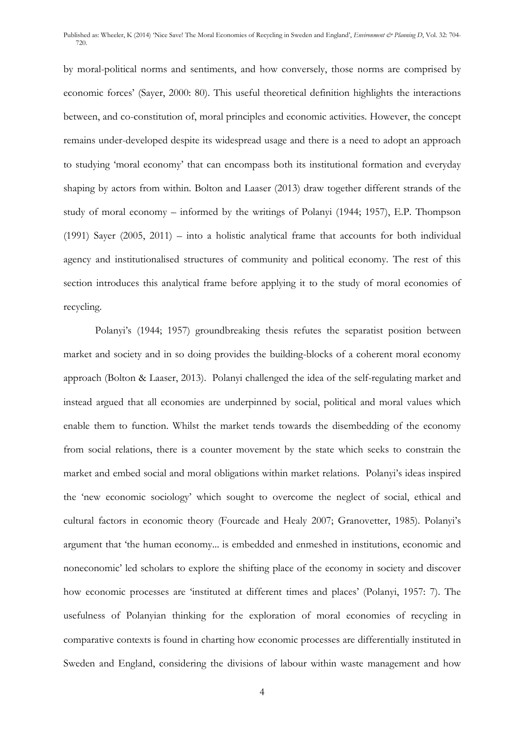by moral-political norms and sentiments, and how conversely, those norms are comprised by economic forces' (Sayer, 2000: 80). This useful theoretical definition highlights the interactions between, and co-constitution of, moral principles and economic activities. However, the concept remains under-developed despite its widespread usage and there is a need to adopt an approach to studying 'moral economy' that can encompass both its institutional formation and everyday shaping by actors from within. Bolton and Laaser (2013) draw together different strands of the study of moral economy – informed by the writings of Polanyi (1944; 1957), E.P. Thompson (1991) Sayer (2005, 2011) – into a holistic analytical frame that accounts for both individual agency and institutionalised structures of community and political economy. The rest of this section introduces this analytical frame before applying it to the study of moral economies of recycling.

Polanyi's (1944; 1957) groundbreaking thesis refutes the separatist position between market and society and in so doing provides the building-blocks of a coherent moral economy approach (Bolton & Laaser, 2013). Polanyi challenged the idea of the self-regulating market and instead argued that all economies are underpinned by social, political and moral values which enable them to function. Whilst the market tends towards the disembedding of the economy from social relations, there is a counter movement by the state which seeks to constrain the market and embed social and moral obligations within market relations. Polanyi's ideas inspired the 'new economic sociology' which sought to overcome the neglect of social, ethical and cultural factors in economic theory (Fourcade and Healy 2007; Granovetter, 1985). Polanyi's argument that 'the human economy... is embedded and enmeshed in institutions, economic and noneconomic' led scholars to explore the shifting place of the economy in society and discover how economic processes are 'instituted at different times and places' (Polanyi, 1957: 7). The usefulness of Polanyian thinking for the exploration of moral economies of recycling in comparative contexts is found in charting how economic processes are differentially instituted in Sweden and England, considering the divisions of labour within waste management and how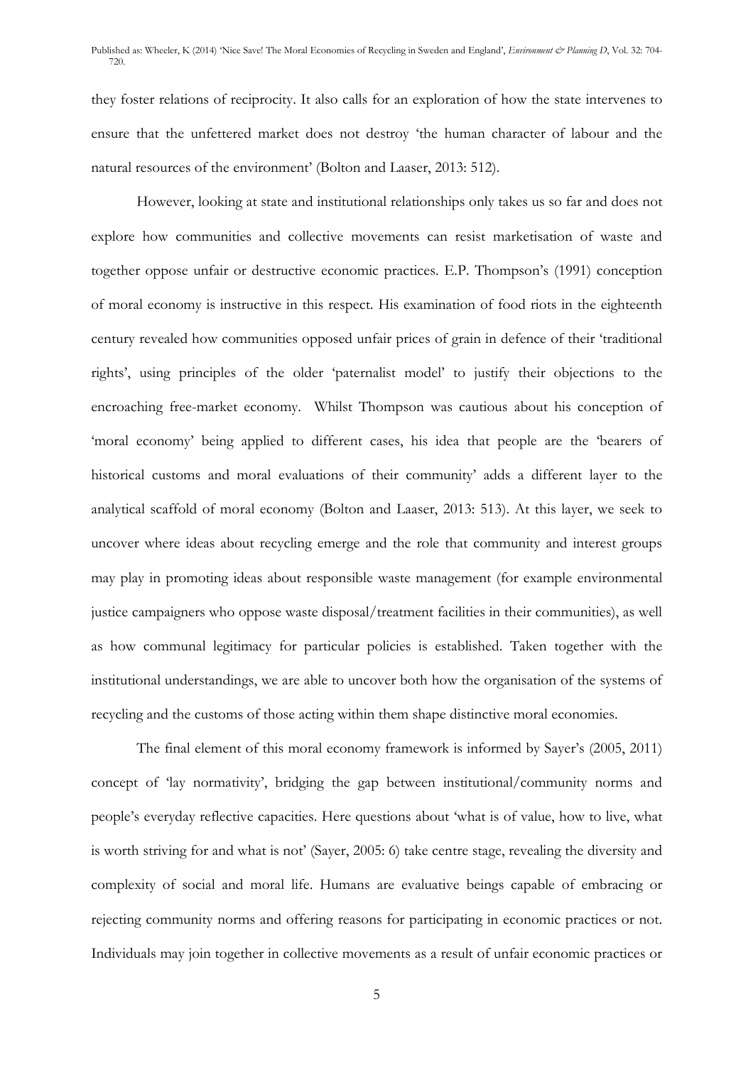they foster relations of reciprocity. It also calls for an exploration of how the state intervenes to ensure that the unfettered market does not destroy 'the human character of labour and the natural resources of the environment' (Bolton and Laaser, 2013: 512).

However, looking at state and institutional relationships only takes us so far and does not explore how communities and collective movements can resist marketisation of waste and together oppose unfair or destructive economic practices. E.P. Thompson's (1991) conception of moral economy is instructive in this respect. His examination of food riots in the eighteenth century revealed how communities opposed unfair prices of grain in defence of their 'traditional rights', using principles of the older 'paternalist model' to justify their objections to the encroaching free-market economy. Whilst Thompson was cautious about his conception of 'moral economy' being applied to different cases, his idea that people are the 'bearers of historical customs and moral evaluations of their community' adds a different layer to the analytical scaffold of moral economy (Bolton and Laaser, 2013: 513). At this layer, we seek to uncover where ideas about recycling emerge and the role that community and interest groups may play in promoting ideas about responsible waste management (for example environmental justice campaigners who oppose waste disposal/treatment facilities in their communities), as well as how communal legitimacy for particular policies is established. Taken together with the institutional understandings, we are able to uncover both how the organisation of the systems of recycling and the customs of those acting within them shape distinctive moral economies.

The final element of this moral economy framework is informed by Sayer's (2005, 2011) concept of 'lay normativity', bridging the gap between institutional/community norms and people's everyday reflective capacities. Here questions about 'what is of value, how to live, what is worth striving for and what is not' (Sayer, 2005: 6) take centre stage, revealing the diversity and complexity of social and moral life. Humans are evaluative beings capable of embracing or rejecting community norms and offering reasons for participating in economic practices or not. Individuals may join together in collective movements as a result of unfair economic practices or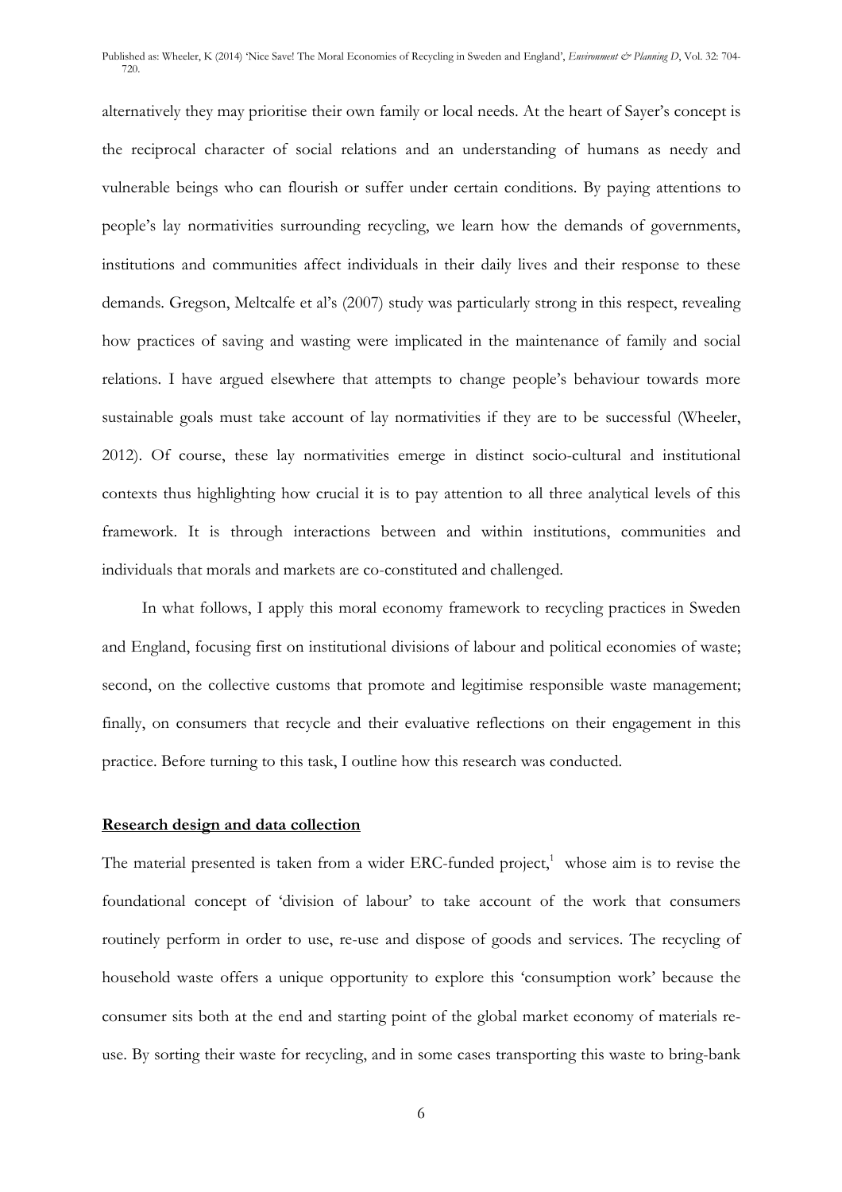alternatively they may prioritise their own family or local needs. At the heart of Sayer's concept is the reciprocal character of social relations and an understanding of humans as needy and vulnerable beings who can flourish or suffer under certain conditions. By paying attentions to people's lay normativities surrounding recycling, we learn how the demands of governments, institutions and communities affect individuals in their daily lives and their response to these demands. Gregson, Meltcalfe et al's (2007) study was particularly strong in this respect, revealing how practices of saving and wasting were implicated in the maintenance of family and social relations. I have argued elsewhere that attempts to change people's behaviour towards more sustainable goals must take account of lay normativities if they are to be successful (Wheeler, 2012). Of course, these lay normativities emerge in distinct socio-cultural and institutional contexts thus highlighting how crucial it is to pay attention to all three analytical levels of this framework. It is through interactions between and within institutions, communities and individuals that morals and markets are co-constituted and challenged.

In what follows, I apply this moral economy framework to recycling practices in Sweden and England, focusing first on institutional divisions of labour and political economies of waste; second, on the collective customs that promote and legitimise responsible waste management; finally, on consumers that recycle and their evaluative reflections on their engagement in this practice. Before turning to this task, I outline how this research was conducted.

## Research design and data collection

The material presented is taken from a wider ERC-funded project,[1] whose aim is to revise the foundational concept of 'division of labour' to take account of the work that consumers routinely perform in order to use, re-use and dispose of goods and services. The recycling of household waste offers a unique opportunity to explore this 'consumption work' because the consumer sits both at the end and starting point of the global market economy of materials re-use. By sorting their waste for recycling, and in some cases transporting this waste to bring-bank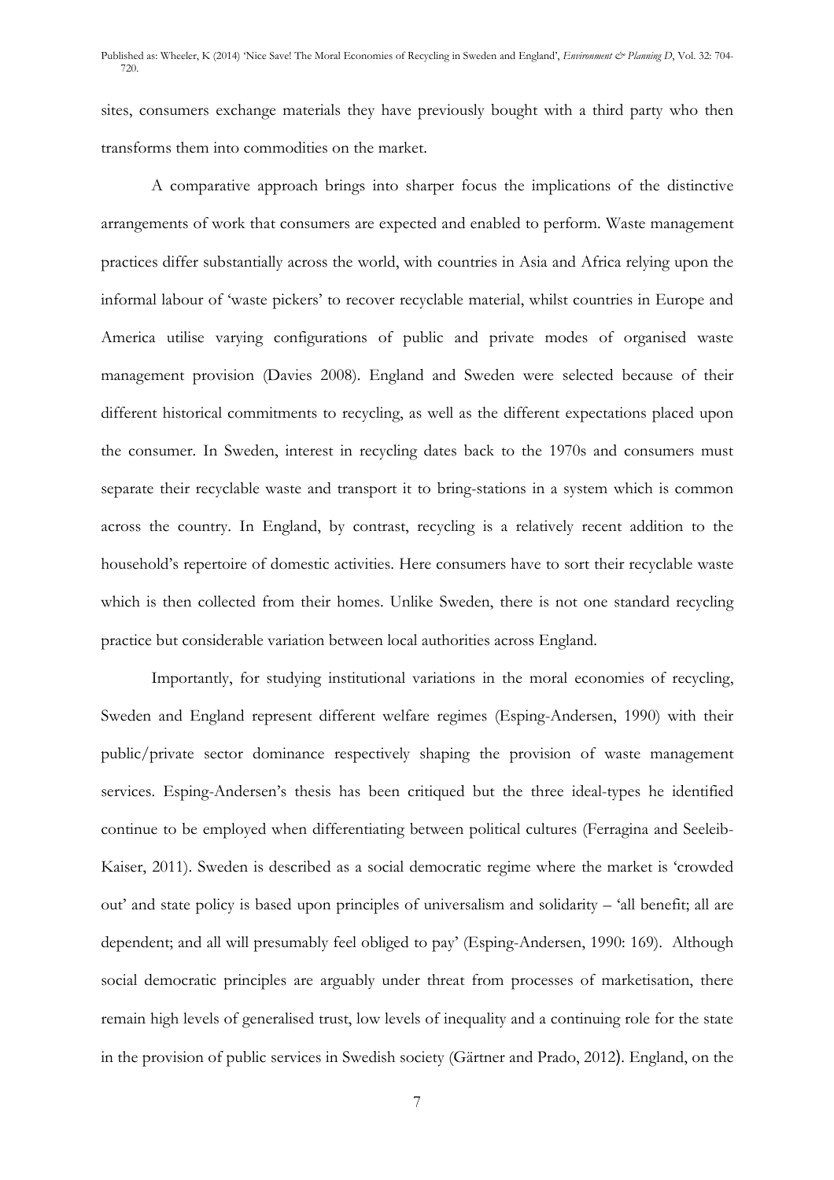sites, consumers exchange materials they have previously bought with a third party who then transforms them into commodities on the market.

A comparative approach brings into sharper focus the implications of the distinctive arrangements of work that consumers are expected and enabled to perform. Waste management practices differ substantially across the world, with countries in Asia and Africa relying upon the informal labour of 'waste pickers' to recover recyclable material, whilst countries in Europe and America utilise varying configurations of public and private modes of organised waste management provision (Davies 2008). England and Sweden were selected because of their different historical commitments to recycling, as well as the different expectations placed upon the consumer. In Sweden, interest in recycling dates back to the 1970s and consumers must separate their recyclable waste and transport it to bring-stations in a system which is common across the country. In England, by contrast, recycling is a relatively recent addition to the household's repertoire of domestic activities. Here consumers have to sort their recyclable waste which is then collected from their homes. Unlike Sweden, there is not one standard recycling practice but considerable variation between local authorities across England.

Importantly, for studying institutional variations in the moral economies of recycling, Sweden and England represent different welfare regimes (Esping-Andersen, 1990) with their public/private sector dominance respectively shaping the provision of waste management services. Esping-Andersen's thesis has been critiqued but the three ideal-types he identified continue to be employed when differentiating between political cultures (Ferragina and Seeleib-Kaiser, 2011). Sweden is described as a social democratic regime where the market is 'crowded out' and state policy is based upon principles of universalism and solidarity – 'all benefit; all are dependent; and all will presumably feel obliged to pay' (Esping-Andersen, 1990: 169). Although social democratic principles are arguably under threat from processes of marketisation, there remain high levels of generalised trust, low levels of inequality and a continuing role for the state in the provision of public services in Swedish society (Gärtner and Prado, 2012). England, on the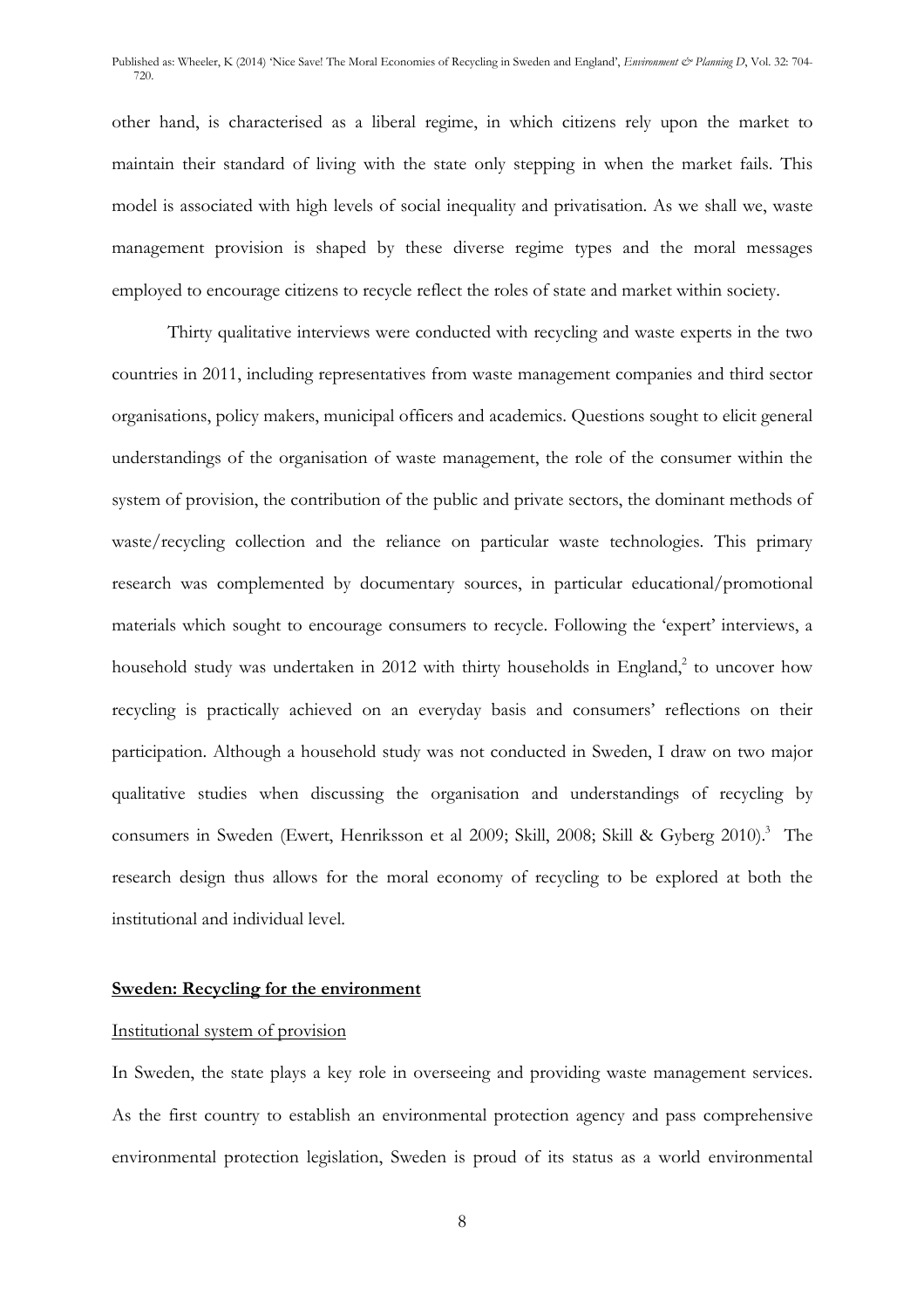other hand, is characterised as a liberal regime, in which citizens rely upon the market to maintain their standard of living with the state only stepping in when the market fails. This model is associated with high levels of social inequality and privatisation. As we shall we, waste management provision is shaped by these diverse regime types and the moral messages employed to encourage citizens to recycle reflect the roles of state and market within society.

Thirty qualitative interviews were conducted with recycling and waste experts in the two countries in 2011, including representatives from waste management companies and third sector organisations, policy makers, municipal officers and academics. Questions sought to elicit general understandings of the organisation of waste management, the role of the consumer within the system of provision, the contribution of the public and private sectors, the dominant methods of waste/recycling collection and the reliance on particular waste technologies. This primary research was complemented by documentary sources, in particular educational/promotional materials which sought to encourage consumers to recycle. Following the 'expert' interviews, a household study was undertaken in 2012 with thirty households in England,[2] to uncover how recycling is practically achieved on an everyday basis and consumers' reflections on their participation. Although a household study was not conducted in Sweden, I draw on two major qualitative studies when discussing the organisation and understandings of recycling by consumers in Sweden (Ewert, Henriksson et al 2009; Skill, 2008; Skill & Gyberg 2010).[3] The research design thus allows for the moral economy of recycling to be explored at both the institutional and individual level.

## Sweden: Recycling for the environment

### Institutional system of provision

In Sweden, the state plays a key role in overseeing and providing waste management services. As the first country to establish an environmental protection agency and pass comprehensive environmental protection legislation, Sweden is proud of its status as a world environmental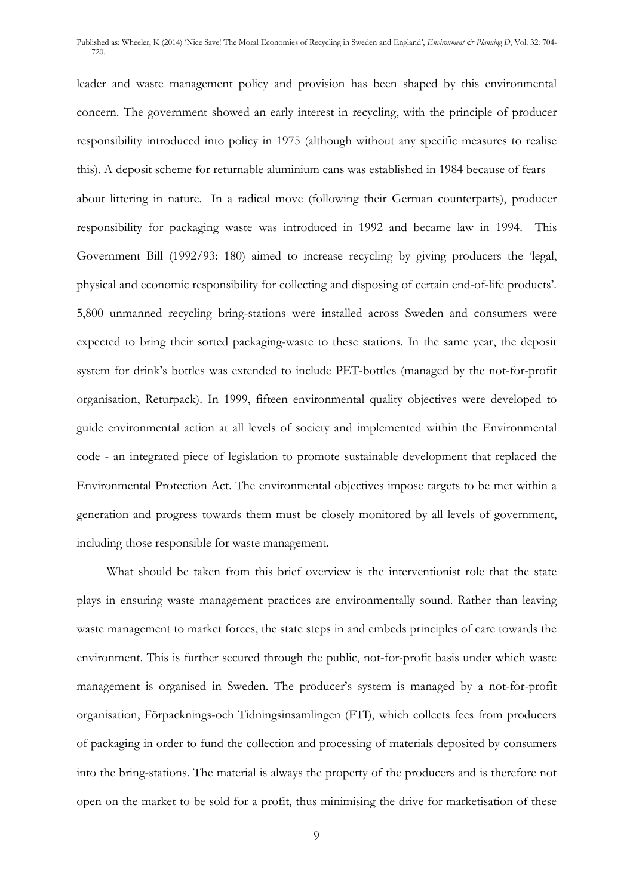leader and waste management policy and provision has been shaped by this environmental concern. The government showed an early interest in recycling, with the principle of producer responsibility introduced into policy in 1975 (although without any specific measures to realise this). A deposit scheme for returnable aluminium cans was established in 1984 because of fears about littering in nature. In a radical move (following their German counterparts), producer responsibility for packaging waste was introduced in 1992 and became law in 1994. This Government Bill (1992/93: 180) aimed to increase recycling by giving producers the 'legal, physical and economic responsibility for collecting and disposing of certain end-of-life products'. 5,800 unmanned recycling bring-stations were installed across Sweden and consumers were expected to bring their sorted packaging-waste to these stations. In the same year, the deposit system for drink's bottles was extended to include PET-bottles (managed by the not-for-profit organisation, Returpack). In 1999, fifteen environmental quality objectives were developed to guide environmental action at all levels of society and implemented within the Environmental code - an integrated piece of legislation to promote sustainable development that replaced the Environmental Protection Act. The environmental objectives impose targets to be met within a generation and progress towards them must be closely monitored by all levels of government, including those responsible for waste management.

What should be taken from this brief overview is the interventionist role that the state plays in ensuring waste management practices are environmentally sound. Rather than leaving waste management to market forces, the state steps in and embeds principles of care towards the environment. This is further secured through the public, not-for-profit basis under which waste management is organised in Sweden. The producer's system is managed by a not-for-profit organisation, Förpacknings-och Tidningsinsamlingen (FTI), which collects fees from producers of packaging in order to fund the collection and processing of materials deposited by consumers into the bring-stations. The material is always the property of the producers and is therefore not open on the market to be sold for a profit, thus minimising the drive for marketisation of these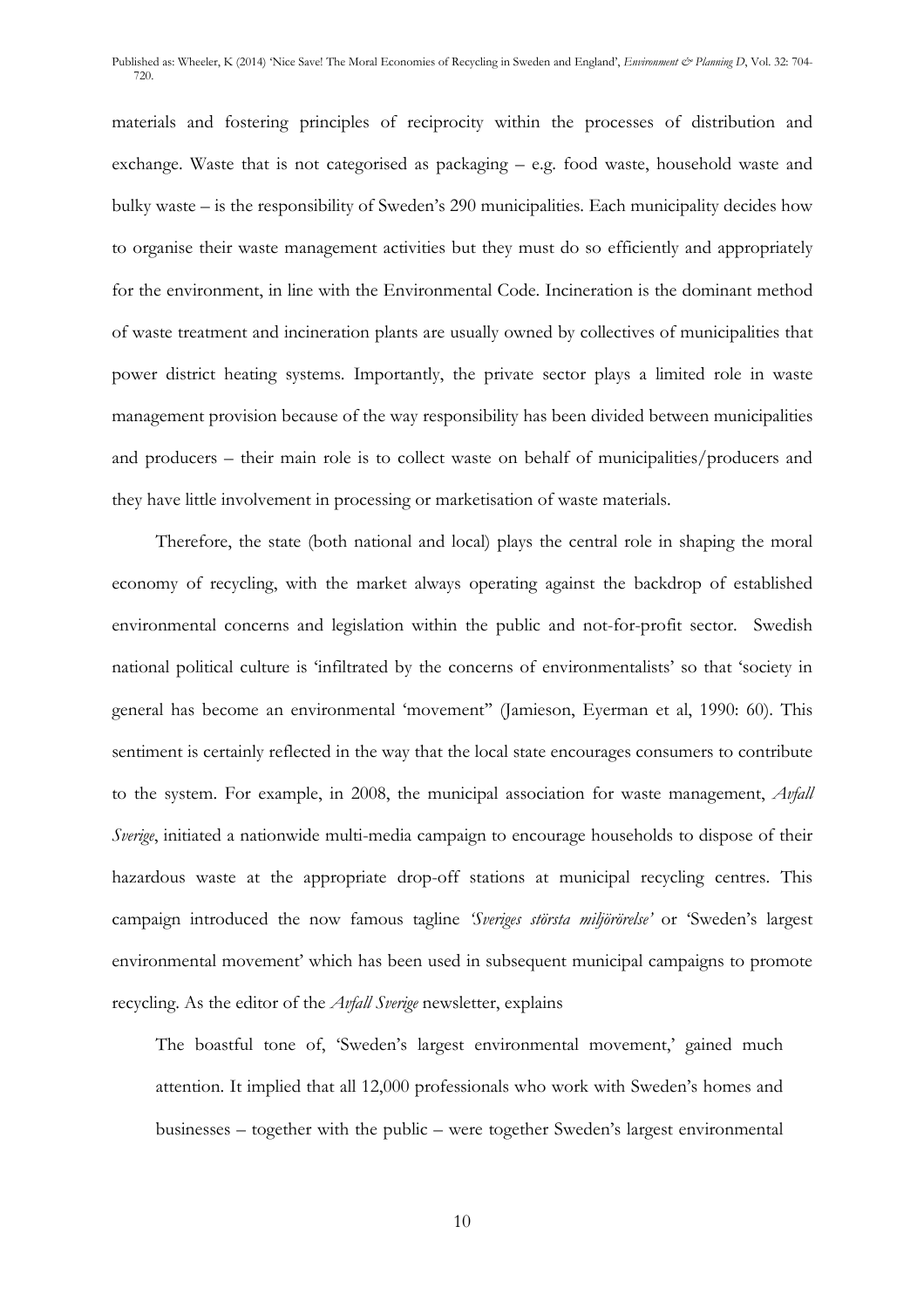materials and fostering principles of reciprocity within the processes of distribution and exchange. Waste that is not categorised as packaging – e.g. food waste, household waste and bulky waste – is the responsibility of Sweden's 290 municipalities. Each municipality decides how to organise their waste management activities but they must do so efficiently and appropriately for the environment, in line with the Environmental Code. Incineration is the dominant method of waste treatment and incineration plants are usually owned by collectives of municipalities that power district heating systems. Importantly, the private sector plays a limited role in waste management provision because of the way responsibility has been divided between municipalities and producers – their main role is to collect waste on behalf of municipalities/producers and they have little involvement in processing or marketisation of waste materials.

Therefore, the state (both national and local) plays the central role in shaping the moral economy of recycling, with the market always operating against the backdrop of established environmental concerns and legislation within the public and not-for-profit sector. Swedish national political culture is 'infiltrated by the concerns of environmentalists' so that 'society in general has become an environmental 'movement'' (Jamieson, Eyerman et al, 1990: 60). This sentiment is certainly reflected in the way that the local state encourages consumers to contribute to the system. For example, in 2008, the municipal association for waste management, *Avfall Sverige*, initiated a nationwide multi-media campaign to encourage households to dispose of their hazardous waste at the appropriate drop-off stations at municipal recycling centres. This campaign introduced the now famous tagline *'Sveriges största miljörörelse'* or 'Sweden's largest environmental movement' which has been used in subsequent municipal campaigns to promote recycling. As the editor of the *Avfall Sverige* newsletter, explains

> The boastful tone of, 'Sweden's largest environmental movement,' gained much attention. It implied that all 12,000 professionals who work with Sweden's homes and businesses – together with the public – were together Sweden's largest environmental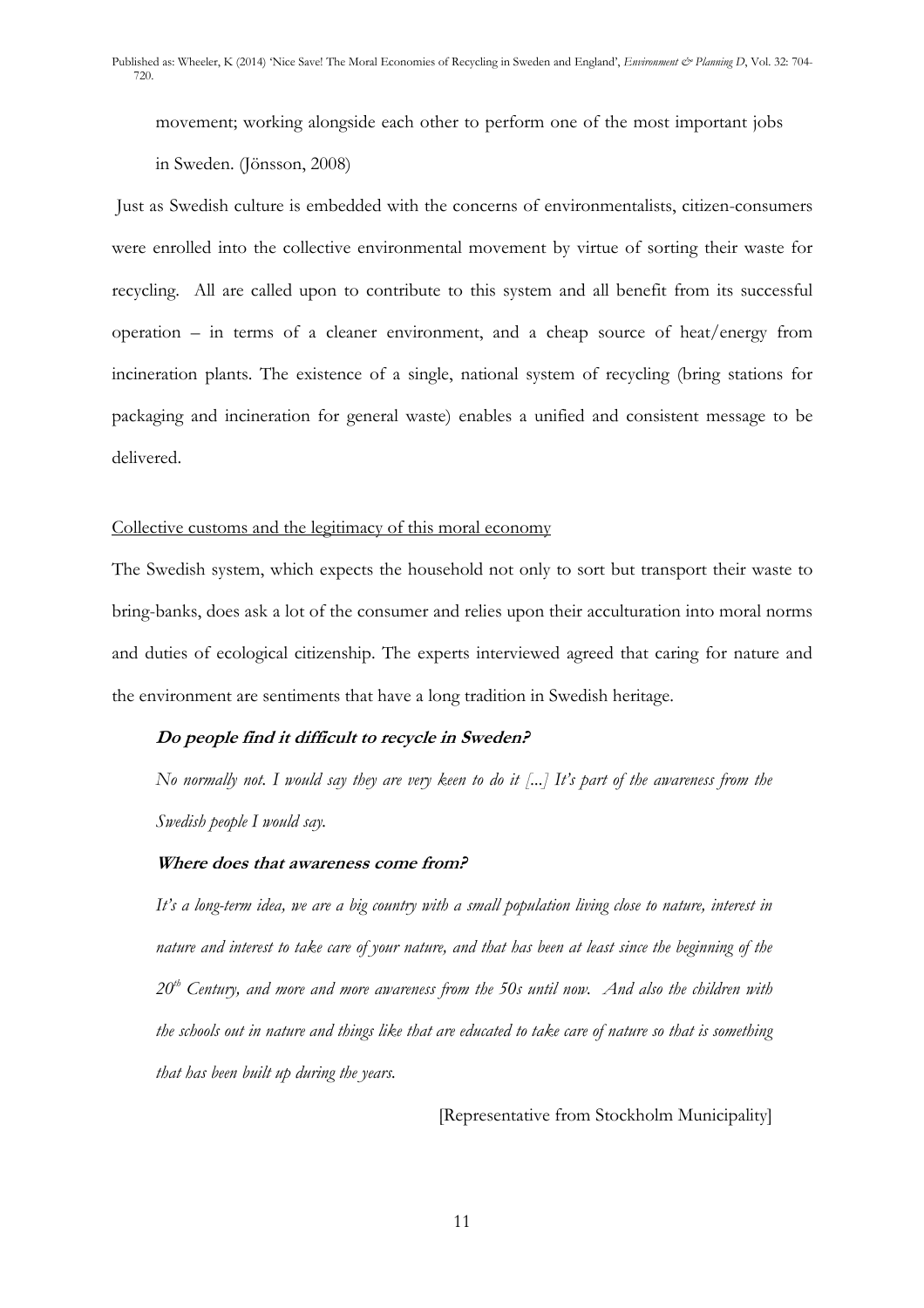movement; working alongside each other to perform one of the most important jobs in Sweden. (Jönsson, 2008)

Just as Swedish culture is embedded with the concerns of environmentalists, citizen-consumers were enrolled into the collective environmental movement by virtue of sorting their waste for recycling. All are called upon to contribute to this system and all benefit from its successful operation – in terms of a cleaner environment, and a cheap source of heat/energy from incineration plants. The existence of a single, national system of recycling (bring stations for packaging and incineration for general waste) enables a unified and consistent message to be delivered.

Collective customs and the legitimacy of this moral economy

The Swedish system, which expects the household not only to sort but transport their waste to bring-banks, does ask a lot of the consumer and relies upon their acculturation into moral norms and duties of ecological citizenship. The experts interviewed agreed that caring for nature and the environment are sentiments that have a long tradition in Swedish heritage.

> ***Do people find it difficult to recycle in Sweden?***
>
> *No normally not. I would say they are very keen to do it [...] It's part of the awareness from the Swedish people I would say.*
>
> ***Where does that awareness come from?***
>
> *It's a long-term idea, we are a big country with a small population living close to nature, interest in nature and interest to take care of your nature, and that has been at least since the beginning of the 20th Century, and more and more awareness from the 50s until now. And also the children with the schools out in nature and things like that are educated to take care of nature so that is something that has been built up during the years.*
>
> [Representative from Stockholm Municipality]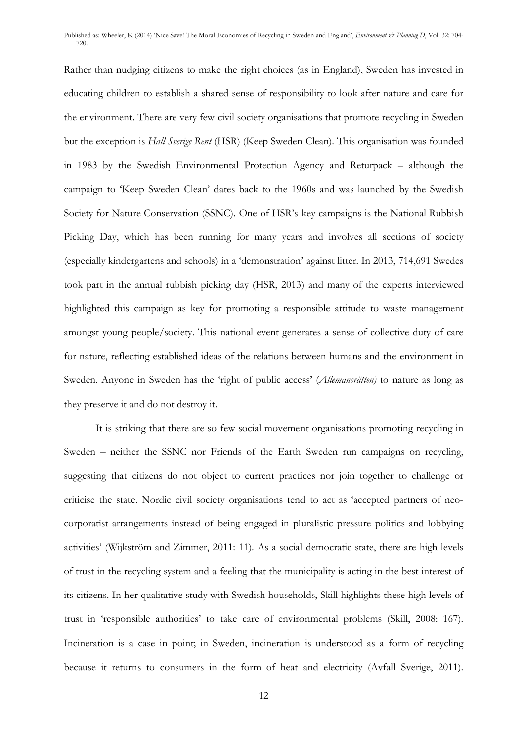Rather than nudging citizens to make the right choices (as in England), Sweden has invested in educating children to establish a shared sense of responsibility to look after nature and care for the environment. There are very few civil society organisations that promote recycling in Sweden but the exception is *Hall Sverige Rent* (HSR) (Keep Sweden Clean). This organisation was founded in 1983 by the Swedish Environmental Protection Agency and Returpack – although the campaign to 'Keep Sweden Clean' dates back to the 1960s and was launched by the Swedish Society for Nature Conservation (SSNC). One of HSR's key campaigns is the National Rubbish Picking Day, which has been running for many years and involves all sections of society (especially kindergartens and schools) in a 'demonstration' against litter. In 2013, 714,691 Swedes took part in the annual rubbish picking day (HSR, 2013) and many of the experts interviewed highlighted this campaign as key for promoting a responsible attitude to waste management amongst young people/society. This national event generates a sense of collective duty of care for nature, reflecting established ideas of the relations between humans and the environment in Sweden. Anyone in Sweden has the 'right of public access' (*Allemansrätten)* to nature as long as they preserve it and do not destroy it.

It is striking that there are so few social movement organisations promoting recycling in Sweden – neither the SSNC nor Friends of the Earth Sweden run campaigns on recycling, suggesting that citizens do not object to current practices nor join together to challenge or criticise the state. Nordic civil society organisations tend to act as 'accepted partners of neo-corporatist arrangements instead of being engaged in pluralistic pressure politics and lobbying activities' (Wijkström and Zimmer, 2011: 11). As a social democratic state, there are high levels of trust in the recycling system and a feeling that the municipality is acting in the best interest of its citizens. In her qualitative study with Swedish households, Skill highlights these high levels of trust in 'responsible authorities' to take care of environmental problems (Skill, 2008: 167). Incineration is a case in point; in Sweden, incineration is understood as a form of recycling because it returns to consumers in the form of heat and electricity (Avfall Sverige, 2011).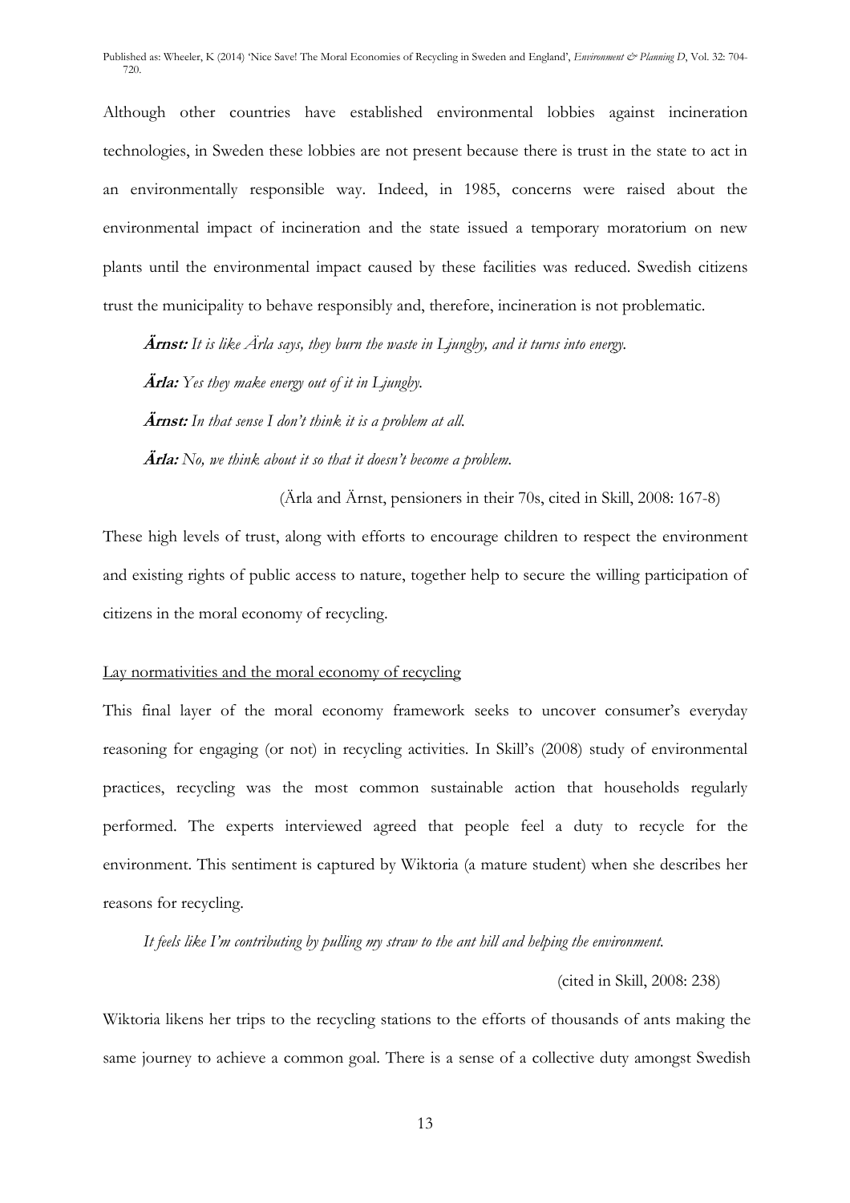Although other countries have established environmental lobbies against incineration technologies, in Sweden these lobbies are not present because there is trust in the state to act in an environmentally responsible way. Indeed, in 1985, concerns were raised about the environmental impact of incineration and the state issued a temporary moratorium on new plants until the environmental impact caused by these facilities was reduced. Swedish citizens trust the municipality to behave responsibly and, therefore, incineration is not problematic.

> ***Ärnst:*** *It is like Ärla says, they burn the waste in Ljungby, and it turns into energy.*
>
> ***Ärla:*** *Yes they make energy out of it in Ljungby.*
>
> ***Ärnst:*** *In that sense I don't think it is a problem at all.*
>
> ***Ärla:*** *No, we think about it so that it doesn't become a problem.*
>
> (Ärla and Ärnst, pensioners in their 70s, cited in Skill, 2008: 167-8)

These high levels of trust, along with efforts to encourage children to respect the environment and existing rights of public access to nature, together help to secure the willing participation of citizens in the moral economy of recycling.

<u>Lay normativities and the moral economy of recycling</u>

This final layer of the moral economy framework seeks to uncover consumer's everyday reasoning for engaging (or not) in recycling activities. In Skill's (2008) study of environmental practices, recycling was the most common sustainable action that households regularly performed. The experts interviewed agreed that people feel a duty to recycle for the environment. This sentiment is captured by Wiktoria (a mature student) when she describes her reasons for recycling.

> *It feels like I'm contributing by pulling my straw to the ant hill and helping the environment.*
>
> (cited in Skill, 2008: 238)

Wiktoria likens her trips to the recycling stations to the efforts of thousands of ants making the same journey to achieve a common goal. There is a sense of a collective duty amongst Swedish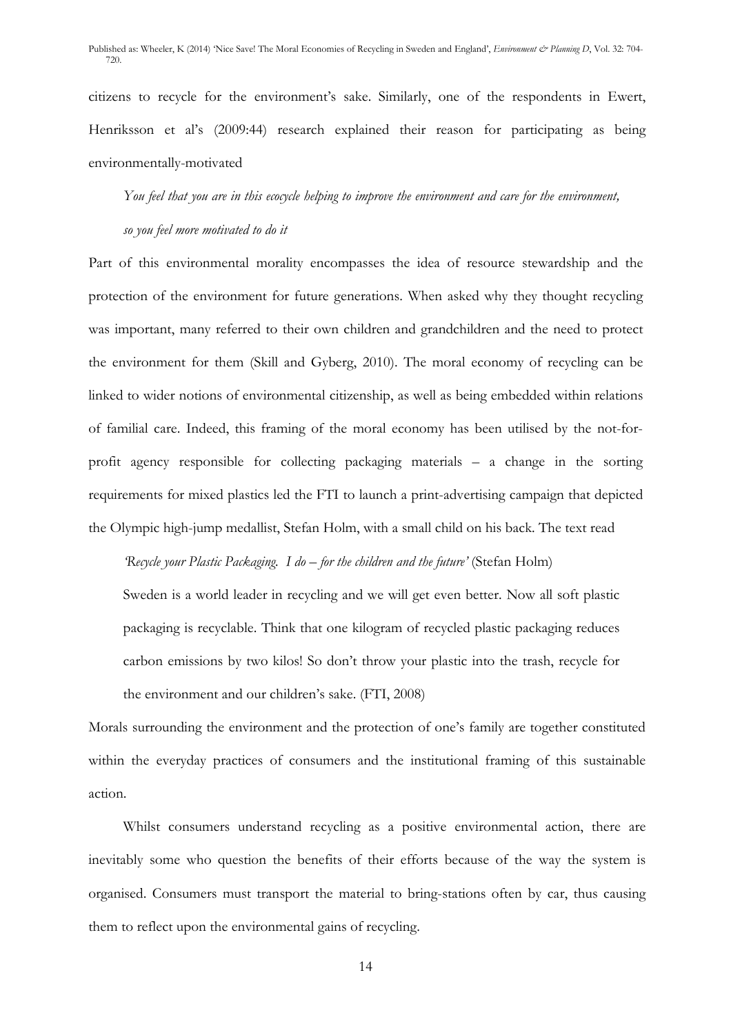citizens to recycle for the environment's sake. Similarly, one of the respondents in Ewert, Henriksson et al's (2009:44) research explained their reason for participating as being environmentally-motivated

> *You feel that you are in this ecocycle helping to improve the environment and care for the environment, so you feel more motivated to do it*

Part of this environmental morality encompasses the idea of resource stewardship and the protection of the environment for future generations. When asked why they thought recycling was important, many referred to their own children and grandchildren and the need to protect the environment for them (Skill and Gyberg, 2010). The moral economy of recycling can be linked to wider notions of environmental citizenship, as well as being embedded within relations of familial care. Indeed, this framing of the moral economy has been utilised by the not-for-profit agency responsible for collecting packaging materials – a change in the sorting requirements for mixed plastics led the FTI to launch a print-advertising campaign that depicted the Olympic high-jump medallist, Stefan Holm, with a small child on his back. The text read

> *'Recycle your Plastic Packaging. I do – for the children and the future'* (Stefan Holm)
>
> Sweden is a world leader in recycling and we will get even better. Now all soft plastic packaging is recyclable. Think that one kilogram of recycled plastic packaging reduces carbon emissions by two kilos! So don't throw your plastic into the trash, recycle for the environment and our children's sake. (FTI, 2008)

Morals surrounding the environment and the protection of one's family are together constituted within the everyday practices of consumers and the institutional framing of this sustainable action.

Whilst consumers understand recycling as a positive environmental action, there are inevitably some who question the benefits of their efforts because of the way the system is organised. Consumers must transport the material to bring-stations often by car, thus causing them to reflect upon the environmental gains of recycling.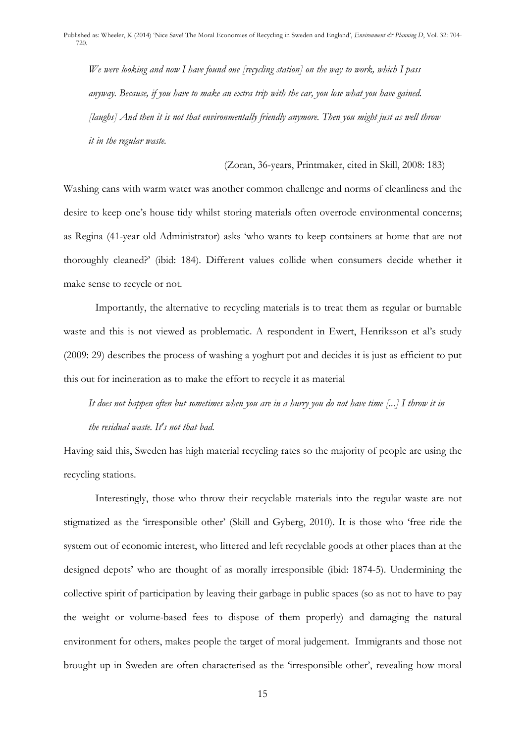*We were looking and now I have found one [recycling station] on the way to work, which I pass anyway. Because, if you have to make an extra trip with the car, you lose what you have gained. [laughs] And then it is not that environmentally friendly anymore. Then you might just as well throw it in the regular waste.*

(Zoran, 36-years, Printmaker, cited in Skill, 2008: 183)

Washing cans with warm water was another common challenge and norms of cleanliness and the desire to keep one's house tidy whilst storing materials often overrode environmental concerns; as Regina (41-year old Administrator) asks 'who wants to keep containers at home that are not thoroughly cleaned?' (ibid: 184). Different values collide when consumers decide whether it make sense to recycle or not.

Importantly, the alternative to recycling materials is to treat them as regular or burnable waste and this is not viewed as problematic. A respondent in Ewert, Henriksson et al's study (2009: 29) describes the process of washing a yoghurt pot and decides it is just as efficient to put this out for incineration as to make the effort to recycle it as material

*It does not happen often but sometimes when you are in a hurry you do not have time [...] I throw it in the residual waste. It's not that bad.*

Having said this, Sweden has high material recycling rates so the majority of people are using the recycling stations.

Interestingly, those who throw their recyclable materials into the regular waste are not stigmatized as the 'irresponsible other' (Skill and Gyberg, 2010). It is those who 'free ride the system out of economic interest, who littered and left recyclable goods at other places than at the designed depots' who are thought of as morally irresponsible (ibid: 1874-5). Undermining the collective spirit of participation by leaving their garbage in public spaces (so as not to have to pay the weight or volume-based fees to dispose of them properly) and damaging the natural environment for others, makes people the target of moral judgement. Immigrants and those not brought up in Sweden are often characterised as the 'irresponsible other', revealing how moral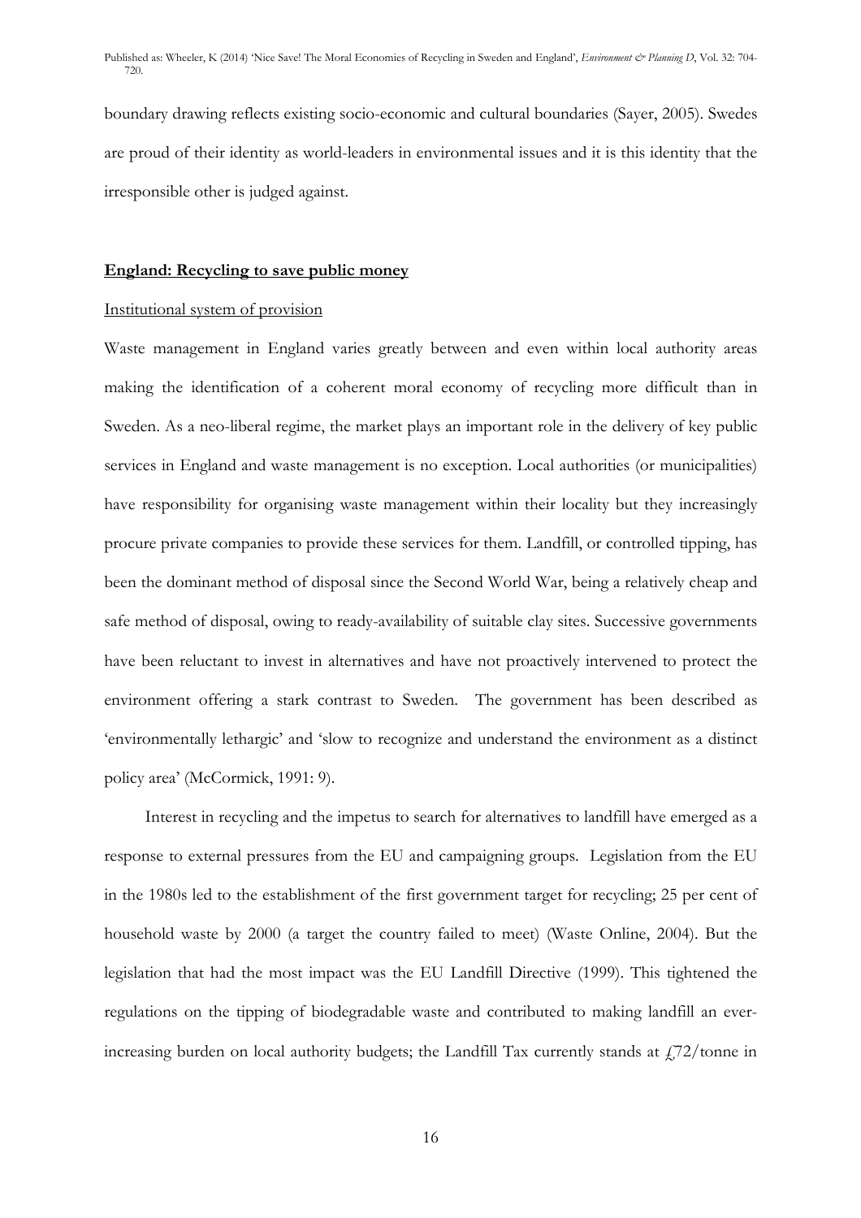boundary drawing reflects existing socio-economic and cultural boundaries (Sayer, 2005). Swedes are proud of their identity as world-leaders in environmental issues and it is this identity that the irresponsible other is judged against.

## England: Recycling to save public money

### Institutional system of provision

Waste management in England varies greatly between and even within local authority areas making the identification of a coherent moral economy of recycling more difficult than in Sweden. As a neo-liberal regime, the market plays an important role in the delivery of key public services in England and waste management is no exception. Local authorities (or municipalities) have responsibility for organising waste management within their locality but they increasingly procure private companies to provide these services for them. Landfill, or controlled tipping, has been the dominant method of disposal since the Second World War, being a relatively cheap and safe method of disposal, owing to ready-availability of suitable clay sites. Successive governments have been reluctant to invest in alternatives and have not proactively intervened to protect the environment offering a stark contrast to Sweden. The government has been described as 'environmentally lethargic' and 'slow to recognize and understand the environment as a distinct policy area' (McCormick, 1991: 9).

Interest in recycling and the impetus to search for alternatives to landfill have emerged as a response to external pressures from the EU and campaigning groups. Legislation from the EU in the 1980s led to the establishment of the first government target for recycling; 25 per cent of household waste by 2000 (a target the country failed to meet) (Waste Online, 2004). But the legislation that had the most impact was the EU Landfill Directive (1999). This tightened the regulations on the tipping of biodegradable waste and contributed to making landfill an ever-increasing burden on local authority budgets; the Landfill Tax currently stands at £72/tonne in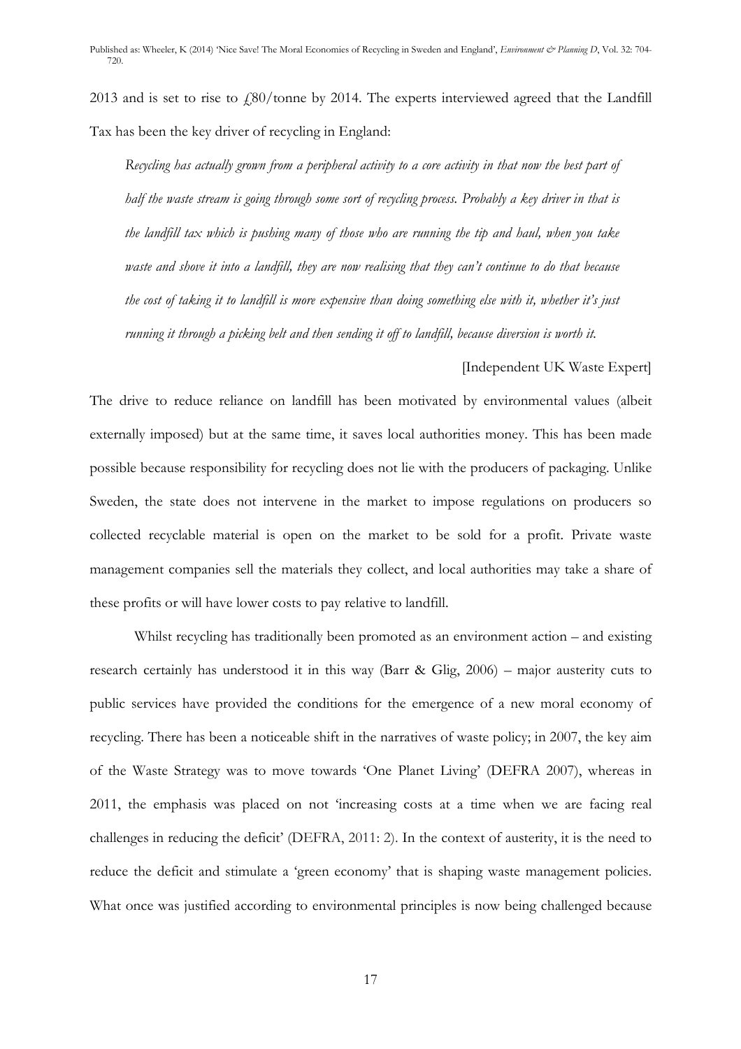2013 and is set to rise to £80/tonne by 2014. The experts interviewed agreed that the Landfill Tax has been the key driver of recycling in England:

> *Recycling has actually grown from a peripheral activity to a core activity in that now the best part of half the waste stream is going through some sort of recycling process. Probably a key driver in that is the landfill tax which is pushing many of those who are running the tip and haul, when you take waste and shove it into a landfill, they are now realising that they can't continue to do that because the cost of taking it to landfill is more expensive than doing something else with it, whether it's just running it through a picking belt and then sending it off to landfill, because diversion is worth it.*
>
> [Independent UK Waste Expert]

The drive to reduce reliance on landfill has been motivated by environmental values (albeit externally imposed) but at the same time, it saves local authorities money. This has been made possible because responsibility for recycling does not lie with the producers of packaging. Unlike Sweden, the state does not intervene in the market to impose regulations on producers so collected recyclable material is open on the market to be sold for a profit. Private waste management companies sell the materials they collect, and local authorities may take a share of these profits or will have lower costs to pay relative to landfill.

Whilst recycling has traditionally been promoted as an environment action – and existing research certainly has understood it in this way (Barr & Glig, 2006) – major austerity cuts to public services have provided the conditions for the emergence of a new moral economy of recycling. There has been a noticeable shift in the narratives of waste policy; in 2007, the key aim of the Waste Strategy was to move towards 'One Planet Living' (DEFRA 2007), whereas in 2011, the emphasis was placed on not 'increasing costs at a time when we are facing real challenges in reducing the deficit' (DEFRA, 2011: 2). In the context of austerity, it is the need to reduce the deficit and stimulate a 'green economy' that is shaping waste management policies. What once was justified according to environmental principles is now being challenged because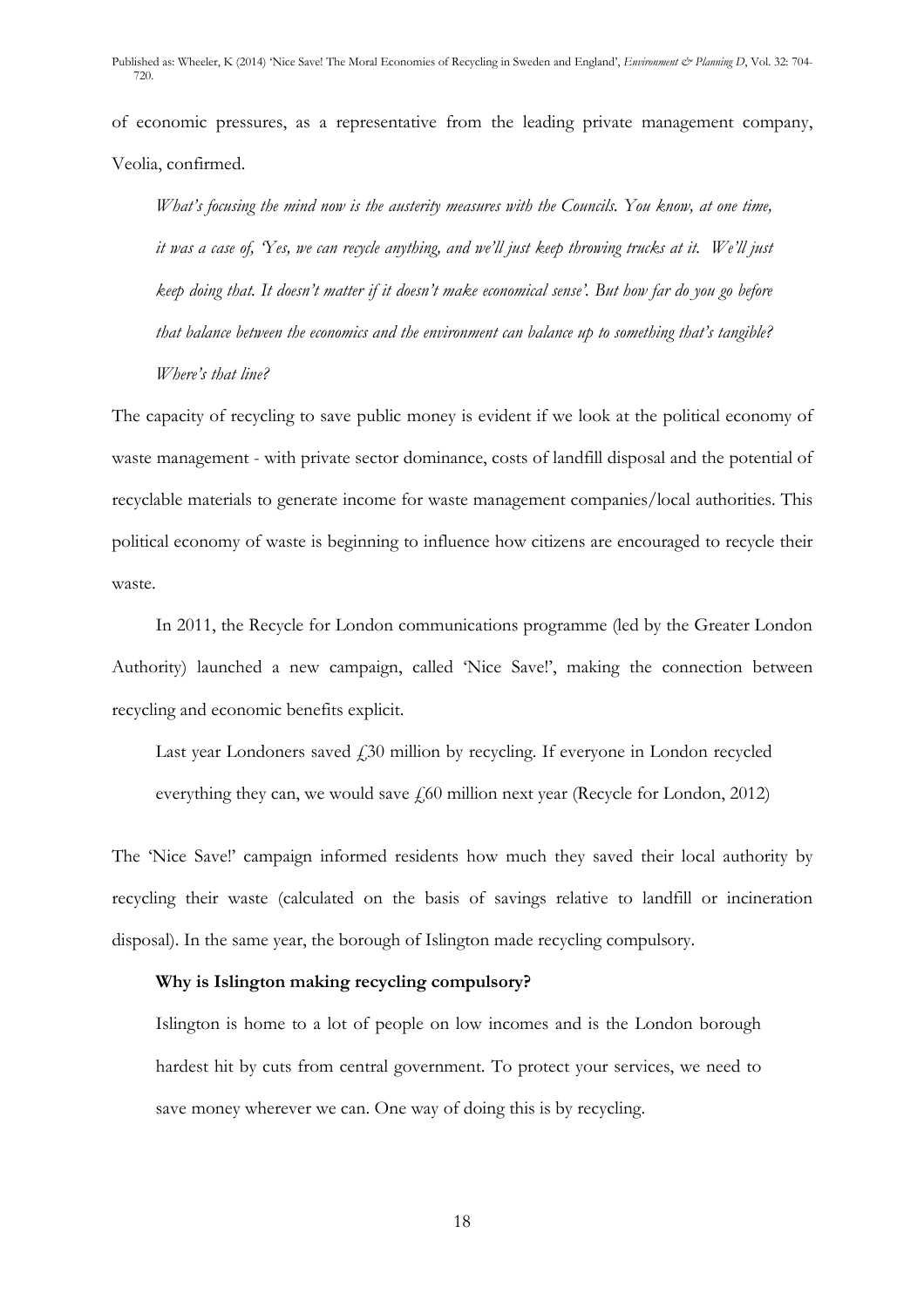of economic pressures, as a representative from the leading private management company, Veolia, confirmed.

> *What's focusing the mind now is the austerity measures with the Councils. You know, at one time, it was a case of, 'Yes, we can recycle anything, and we'll just keep throwing trucks at it. We'll just keep doing that. It doesn't matter if it doesn't make economical sense'. But how far do you go before that balance between the economics and the environment can balance up to something that's tangible? Where's that line?*

The capacity of recycling to save public money is evident if we look at the political economy of waste management - with private sector dominance, costs of landfill disposal and the potential of recyclable materials to generate income for waste management companies/local authorities. This political economy of waste is beginning to influence how citizens are encouraged to recycle their waste.

In 2011, the Recycle for London communications programme (led by the Greater London Authority) launched a new campaign, called 'Nice Save!', making the connection between recycling and economic benefits explicit.

> Last year Londoners saved £30 million by recycling. If everyone in London recycled everything they can, we would save £60 million next year (Recycle for London, 2012)

The 'Nice Save!' campaign informed residents how much they saved their local authority by recycling their waste (calculated on the basis of savings relative to landfill or incineration disposal). In the same year, the borough of Islington made recycling compulsory.

> **Why is Islington making recycling compulsory?**
>
> Islington is home to a lot of people on low incomes and is the London borough hardest hit by cuts from central government. To protect your services, we need to save money wherever we can. One way of doing this is by recycling.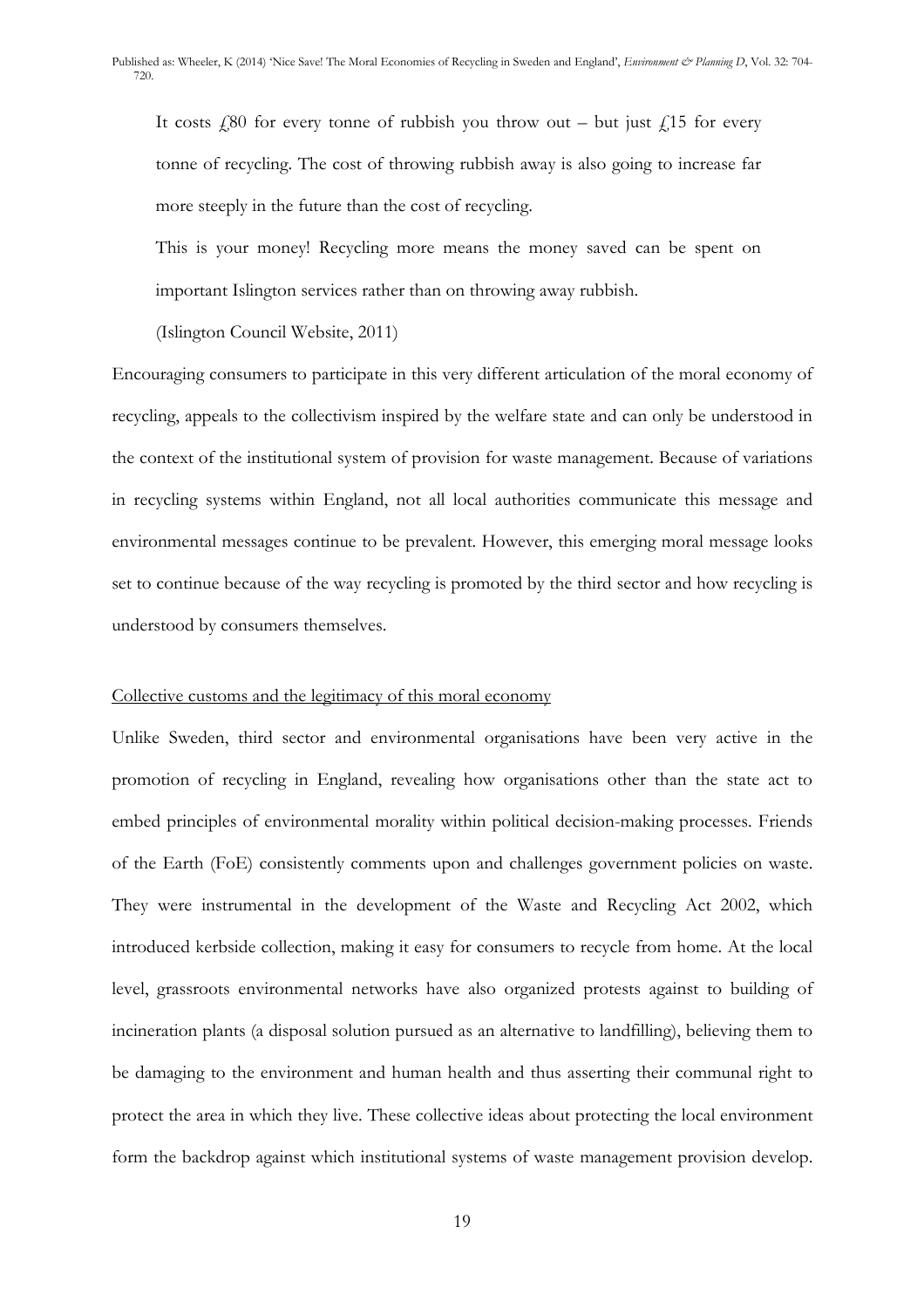It costs £80 for every tonne of rubbish you throw out – but just £15 for every tonne of recycling. The cost of throwing rubbish away is also going to increase far more steeply in the future than the cost of recycling.

This is your money! Recycling more means the money saved can be spent on important Islington services rather than on throwing away rubbish.

(Islington Council Website, 2011)

Encouraging consumers to participate in this very different articulation of the moral economy of recycling, appeals to the collectivism inspired by the welfare state and can only be understood in the context of the institutional system of provision for waste management. Because of variations in recycling systems within England, not all local authorities communicate this message and environmental messages continue to be prevalent. However, this emerging moral message looks set to continue because of the way recycling is promoted by the third sector and how recycling is understood by consumers themselves.

Collective customs and the legitimacy of this moral economy

Unlike Sweden, third sector and environmental organisations have been very active in the promotion of recycling in England, revealing how organisations other than the state act to embed principles of environmental morality within political decision-making processes. Friends of the Earth (FoE) consistently comments upon and challenges government policies on waste. They were instrumental in the development of the Waste and Recycling Act 2002, which introduced kerbside collection, making it easy for consumers to recycle from home. At the local level, grassroots environmental networks have also organized protests against to building of incineration plants (a disposal solution pursued as an alternative to landfilling), believing them to be damaging to the environment and human health and thus asserting their communal right to protect the area in which they live. These collective ideas about protecting the local environment form the backdrop against which institutional systems of waste management provision develop.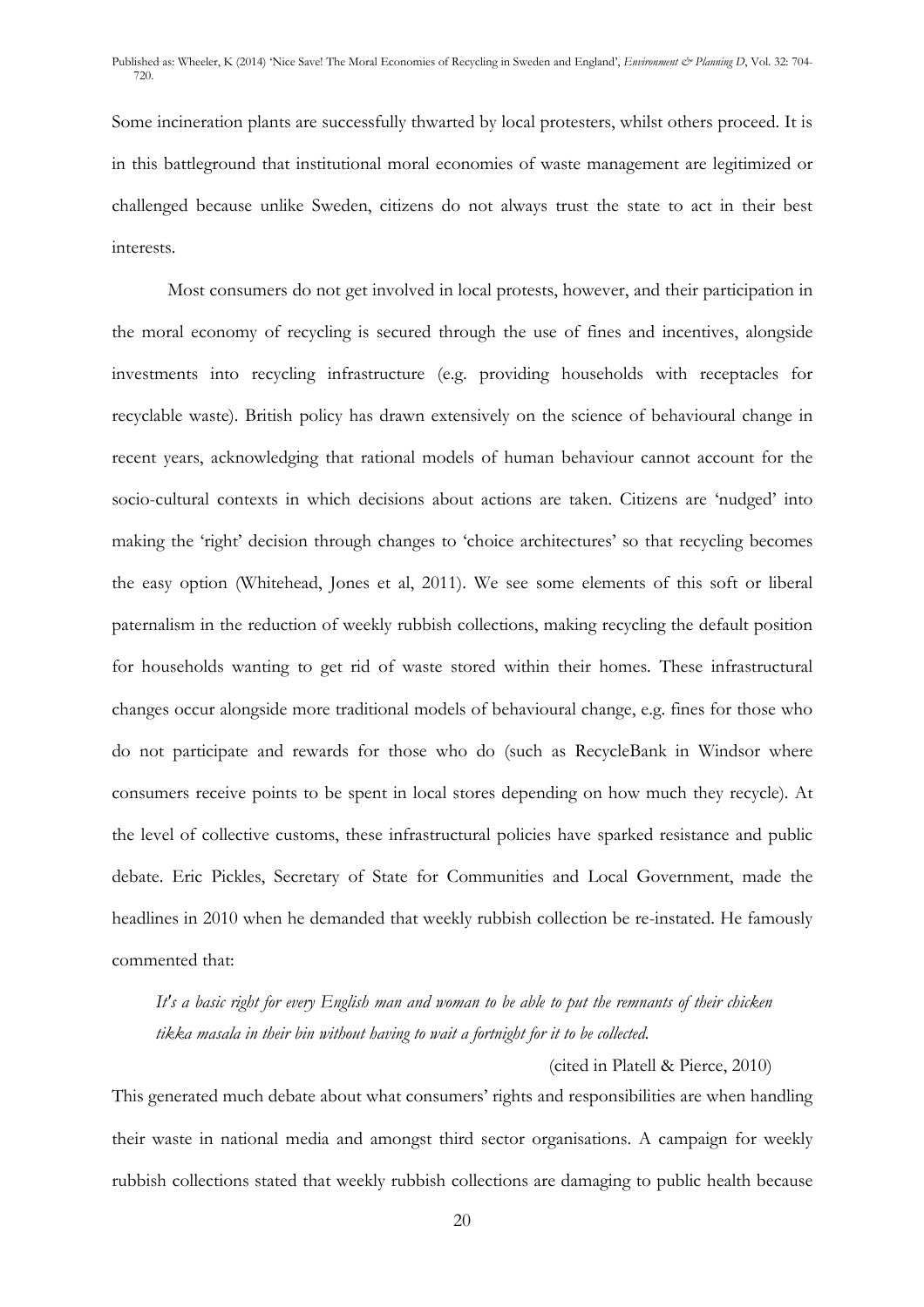Some incineration plants are successfully thwarted by local protesters, whilst others proceed. It is in this battleground that institutional moral economies of waste management are legitimized or challenged because unlike Sweden, citizens do not always trust the state to act in their best interests.

Most consumers do not get involved in local protests, however, and their participation in the moral economy of recycling is secured through the use of fines and incentives, alongside investments into recycling infrastructure (e.g. providing households with receptacles for recyclable waste). British policy has drawn extensively on the science of behavioural change in recent years, acknowledging that rational models of human behaviour cannot account for the socio-cultural contexts in which decisions about actions are taken. Citizens are 'nudged' into making the 'right' decision through changes to 'choice architectures' so that recycling becomes the easy option (Whitehead, Jones et al, 2011). We see some elements of this soft or liberal paternalism in the reduction of weekly rubbish collections, making recycling the default position for households wanting to get rid of waste stored within their homes. These infrastructural changes occur alongside more traditional models of behavioural change, e.g. fines for those who do not participate and rewards for those who do (such as RecycleBank in Windsor where consumers receive points to be spent in local stores depending on how much they recycle). At the level of collective customs, these infrastructural policies have sparked resistance and public debate. Eric Pickles, Secretary of State for Communities and Local Government, made the headlines in 2010 when he demanded that weekly rubbish collection be re-instated. He famously commented that:

> *It's a basic right for every English man and woman to be able to put the remnants of their chicken tikka masala in their bin without having to wait a fortnight for it to be collected.*
>
> (cited in Platell & Pierce, 2010)

This generated much debate about what consumers' rights and responsibilities are when handling their waste in national media and amongst third sector organisations. A campaign for weekly rubbish collections stated that weekly rubbish collections are damaging to public health because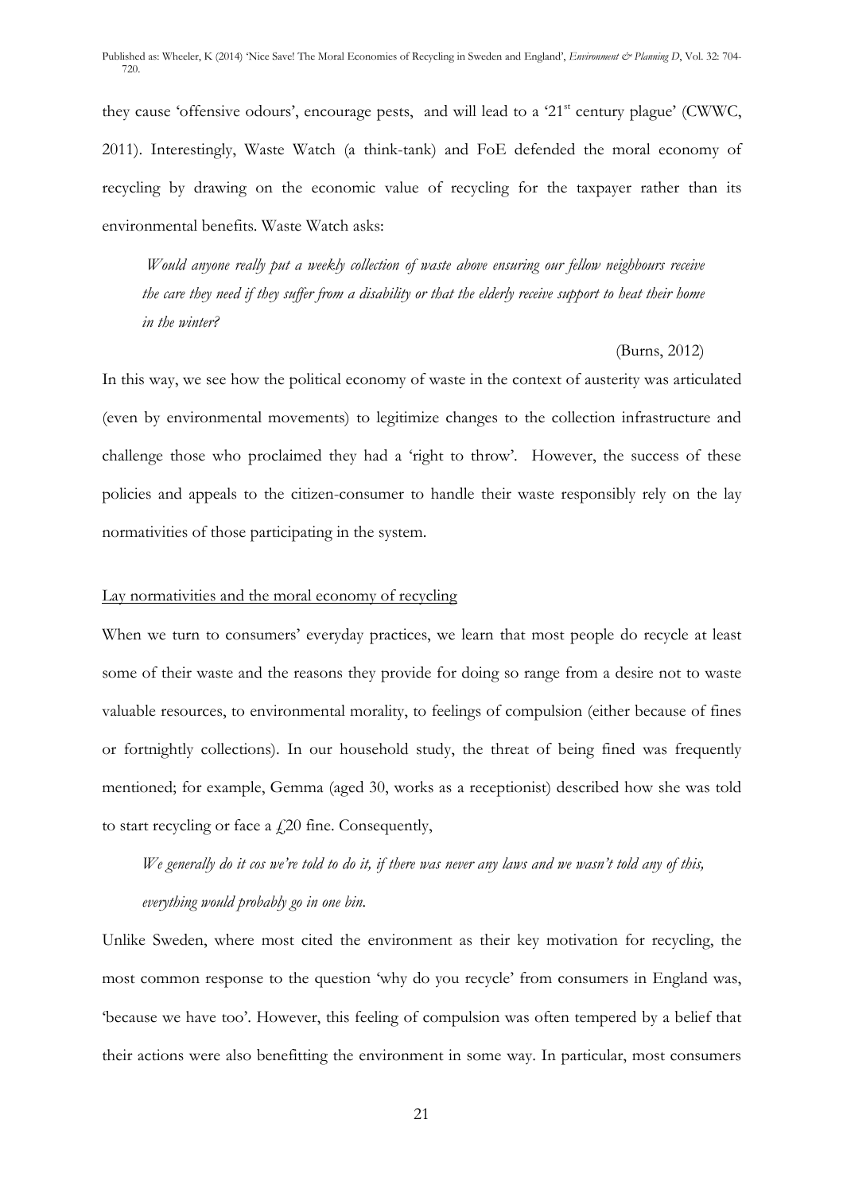they cause 'offensive odours', encourage pests, and will lead to a '21st century plague' (CWWC, 2011). Interestingly, Waste Watch (a think-tank) and FoE defended the moral economy of recycling by drawing on the economic value of recycling for the taxpayer rather than its environmental benefits. Waste Watch asks:

> *Would anyone really put a weekly collection of waste above ensuring our fellow neighbours receive the care they need if they suffer from a disability or that the elderly receive support to heat their home in the winter?*
>
> (Burns, 2012)

In this way, we see how the political economy of waste in the context of austerity was articulated (even by environmental movements) to legitimize changes to the collection infrastructure and challenge those who proclaimed they had a 'right to throw'. However, the success of these policies and appeals to the citizen-consumer to handle their waste responsibly rely on the lay normativities of those participating in the system.

## Lay normativities and the moral economy of recycling

When we turn to consumers' everyday practices, we learn that most people do recycle at least some of their waste and the reasons they provide for doing so range from a desire not to waste valuable resources, to environmental morality, to feelings of compulsion (either because of fines or fortnightly collections). In our household study, the threat of being fined was frequently mentioned; for example, Gemma (aged 30, works as a receptionist) described how she was told to start recycling or face a £20 fine. Consequently,

> *We generally do it cos we're told to do it, if there was never any laws and we wasn't told any of this, everything would probably go in one bin.*

Unlike Sweden, where most cited the environment as their key motivation for recycling, the most common response to the question 'why do you recycle' from consumers in England was, 'because we have too'. However, this feeling of compulsion was often tempered by a belief that their actions were also benefitting the environment in some way. In particular, most consumers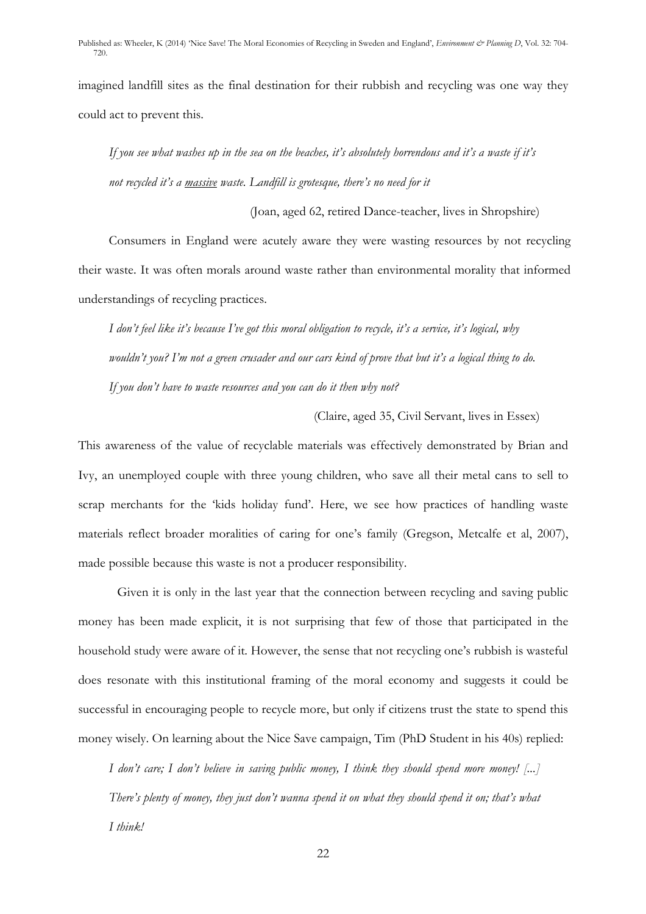imagined landfill sites as the final destination for their rubbish and recycling was one way they could act to prevent this.

> *If you see what washes up in the sea on the beaches, it's absolutely horrendous and it's a waste if it's not recycled it's a massive waste. Landfill is grotesque, there's no need for it*
>
> (Joan, aged 62, retired Dance-teacher, lives in Shropshire)

Consumers in England were acutely aware they were wasting resources by not recycling their waste. It was often morals around waste rather than environmental morality that informed understandings of recycling practices.

> *I don't feel like it's because I've got this moral obligation to recycle, it's a service, it's logical, why wouldn't you? I'm not a green crusader and our cars kind of prove that but it's a logical thing to do. If you don't have to waste resources and you can do it then why not?*
>
> (Claire, aged 35, Civil Servant, lives in Essex)

This awareness of the value of recyclable materials was effectively demonstrated by Brian and Ivy, an unemployed couple with three young children, who save all their metal cans to sell to scrap merchants for the 'kids holiday fund'. Here, we see how practices of handling waste materials reflect broader moralities of caring for one's family (Gregson, Metcalfe et al, 2007), made possible because this waste is not a producer responsibility.

Given it is only in the last year that the connection between recycling and saving public money has been made explicit, it is not surprising that few of those that participated in the household study were aware of it. However, the sense that not recycling one's rubbish is wasteful does resonate with this institutional framing of the moral economy and suggests it could be successful in encouraging people to recycle more, but only if citizens trust the state to spend this money wisely. On learning about the Nice Save campaign, Tim (PhD Student in his 40s) replied:

> *I don't care; I don't believe in saving public money, I think they should spend more money! [...] There's plenty of money, they just don't wanna spend it on what they should spend it on; that's what I think!*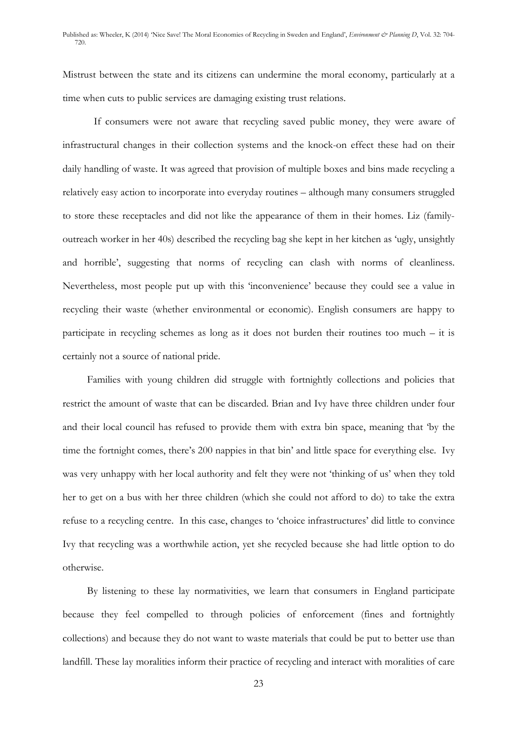Mistrust between the state and its citizens can undermine the moral economy, particularly at a time when cuts to public services are damaging existing trust relations.

If consumers were not aware that recycling saved public money, they were aware of infrastructural changes in their collection systems and the knock-on effect these had on their daily handling of waste. It was agreed that provision of multiple boxes and bins made recycling a relatively easy action to incorporate into everyday routines – although many consumers struggled to store these receptacles and did not like the appearance of them in their homes. Liz (family-outreach worker in her 40s) described the recycling bag she kept in her kitchen as 'ugly, unsightly and horrible', suggesting that norms of recycling can clash with norms of cleanliness. Nevertheless, most people put up with this 'inconvenience' because they could see a value in recycling their waste (whether environmental or economic). English consumers are happy to participate in recycling schemes as long as it does not burden their routines too much – it is certainly not a source of national pride.

Families with young children did struggle with fortnightly collections and policies that restrict the amount of waste that can be discarded. Brian and Ivy have three children under four and their local council has refused to provide them with extra bin space, meaning that 'by the time the fortnight comes, there's 200 nappies in that bin' and little space for everything else. Ivy was very unhappy with her local authority and felt they were not 'thinking of us' when they told her to get on a bus with her three children (which she could not afford to do) to take the extra refuse to a recycling centre. In this case, changes to 'choice infrastructures' did little to convince Ivy that recycling was a worthwhile action, yet she recycled because she had little option to do otherwise.

By listening to these lay normativities, we learn that consumers in England participate because they feel compelled to through policies of enforcement (fines and fortnightly collections) and because they do not want to waste materials that could be put to better use than landfill. These lay moralities inform their practice of recycling and interact with moralities of care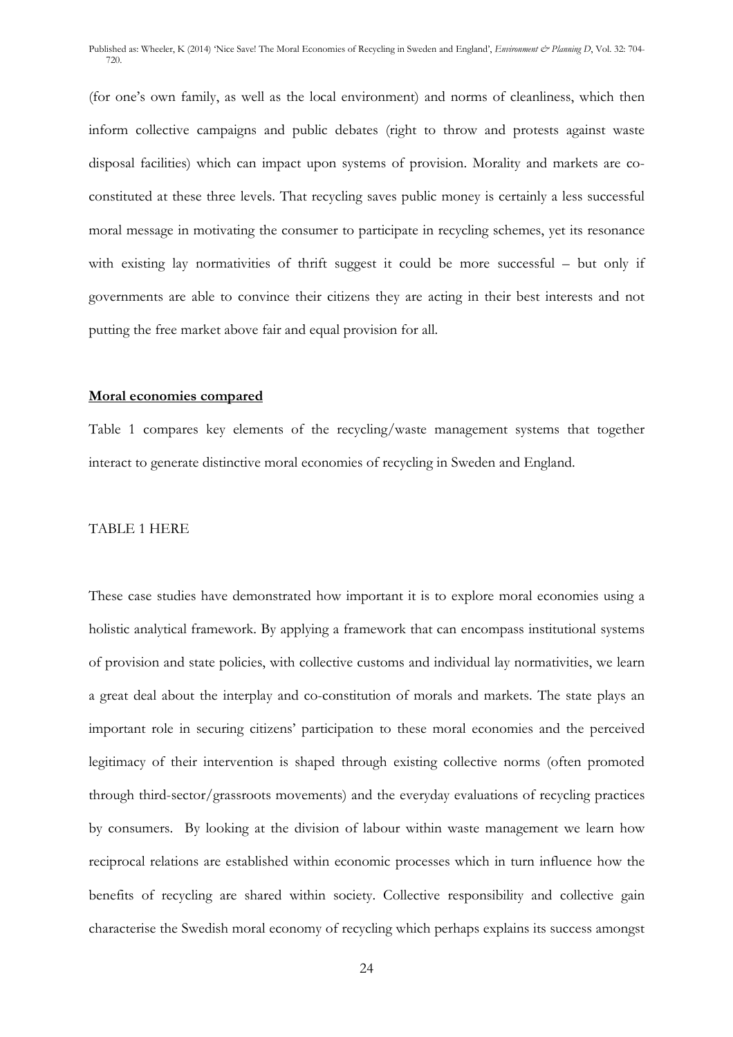(for one's own family, as well as the local environment) and norms of cleanliness, which then inform collective campaigns and public debates (right to throw and protests against waste disposal facilities) which can impact upon systems of provision. Morality and markets are co-constituted at these three levels. That recycling saves public money is certainly a less successful moral message in motivating the consumer to participate in recycling schemes, yet its resonance with existing lay normativities of thrift suggest it could be more successful – but only if governments are able to convince their citizens they are acting in their best interests and not putting the free market above fair and equal provision for all.

## Moral economies compared

Table 1 compares key elements of the recycling/waste management systems that together interact to generate distinctive moral economies of recycling in Sweden and England.

TABLE 1 HERE

These case studies have demonstrated how important it is to explore moral economies using a holistic analytical framework. By applying a framework that can encompass institutional systems of provision and state policies, with collective customs and individual lay normativities, we learn a great deal about the interplay and co-constitution of morals and markets. The state plays an important role in securing citizens' participation to these moral economies and the perceived legitimacy of their intervention is shaped through existing collective norms (often promoted through third-sector/grassroots movements) and the everyday evaluations of recycling practices by consumers. By looking at the division of labour within waste management we learn how reciprocal relations are established within economic processes which in turn influence how the benefits of recycling are shared within society. Collective responsibility and collective gain characterise the Swedish moral economy of recycling which perhaps explains its success amongst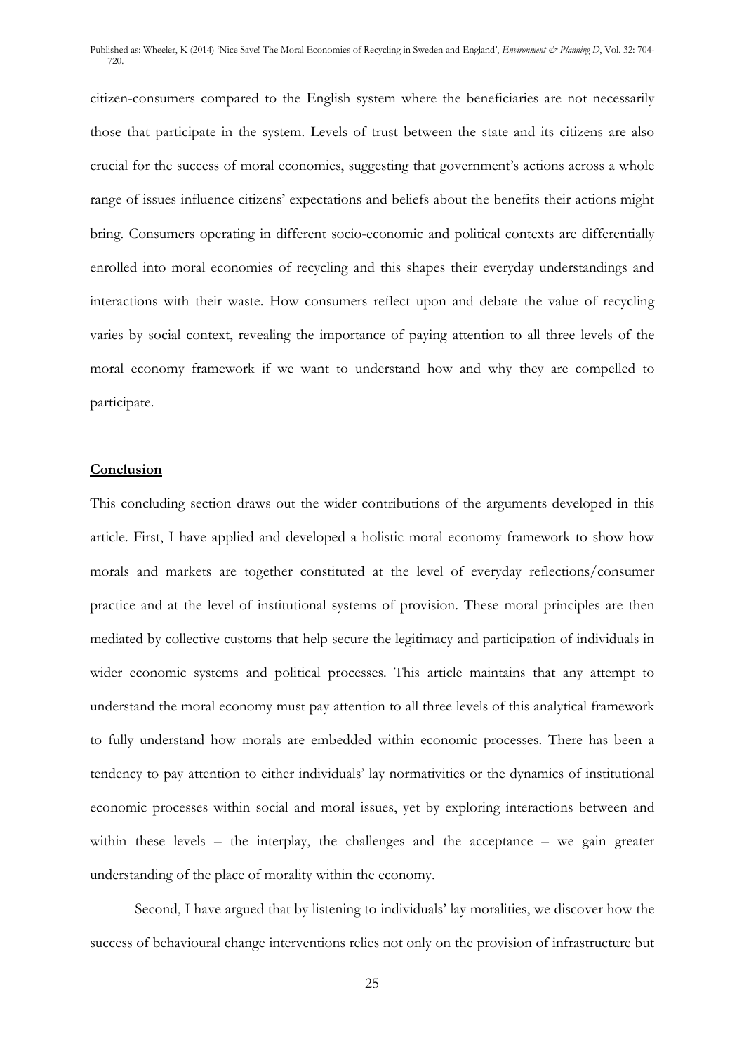citizen-consumers compared to the English system where the beneficiaries are not necessarily those that participate in the system. Levels of trust between the state and its citizens are also crucial for the success of moral economies, suggesting that government's actions across a whole range of issues influence citizens' expectations and beliefs about the benefits their actions might bring. Consumers operating in different socio-economic and political contexts are differentially enrolled into moral economies of recycling and this shapes their everyday understandings and interactions with their waste. How consumers reflect upon and debate the value of recycling varies by social context, revealing the importance of paying attention to all three levels of the moral economy framework if we want to understand how and why they are compelled to participate.

## Conclusion

This concluding section draws out the wider contributions of the arguments developed in this article. First, I have applied and developed a holistic moral economy framework to show how morals and markets are together constituted at the level of everyday reflections/consumer practice and at the level of institutional systems of provision. These moral principles are then mediated by collective customs that help secure the legitimacy and participation of individuals in wider economic systems and political processes. This article maintains that any attempt to understand the moral economy must pay attention to all three levels of this analytical framework to fully understand how morals are embedded within economic processes. There has been a tendency to pay attention to either individuals' lay normativities or the dynamics of institutional economic processes within social and moral issues, yet by exploring interactions between and within these levels – the interplay, the challenges and the acceptance – we gain greater understanding of the place of morality within the economy.

Second, I have argued that by listening to individuals' lay moralities, we discover how the success of behavioural change interventions relies not only on the provision of infrastructure but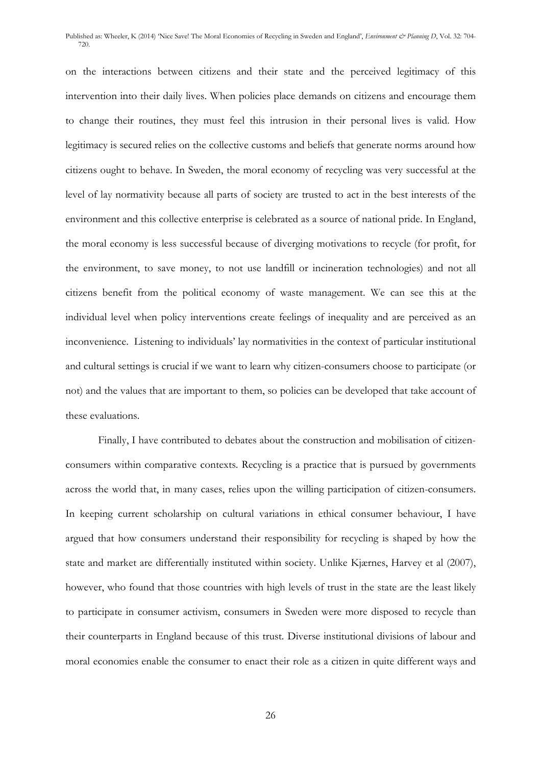on the interactions between citizens and their state and the perceived legitimacy of this intervention into their daily lives. When policies place demands on citizens and encourage them to change their routines, they must feel this intrusion in their personal lives is valid. How legitimacy is secured relies on the collective customs and beliefs that generate norms around how citizens ought to behave. In Sweden, the moral economy of recycling was very successful at the level of lay normativity because all parts of society are trusted to act in the best interests of the environment and this collective enterprise is celebrated as a source of national pride. In England, the moral economy is less successful because of diverging motivations to recycle (for profit, for the environment, to save money, to not use landfill or incineration technologies) and not all citizens benefit from the political economy of waste management. We can see this at the individual level when policy interventions create feelings of inequality and are perceived as an inconvenience. Listening to individuals' lay normativities in the context of particular institutional and cultural settings is crucial if we want to learn why citizen-consumers choose to participate (or not) and the values that are important to them, so policies can be developed that take account of these evaluations.

Finally, I have contributed to debates about the construction and mobilisation of citizen-consumers within comparative contexts. Recycling is a practice that is pursued by governments across the world that, in many cases, relies upon the willing participation of citizen-consumers. In keeping current scholarship on cultural variations in ethical consumer behaviour, I have argued that how consumers understand their responsibility for recycling is shaped by how the state and market are differentially instituted within society. Unlike Kjærnes, Harvey et al (2007), however, who found that those countries with high levels of trust in the state are the least likely to participate in consumer activism, consumers in Sweden were more disposed to recycle than their counterparts in England because of this trust. Diverse institutional divisions of labour and moral economies enable the consumer to enact their role as a citizen in quite different ways and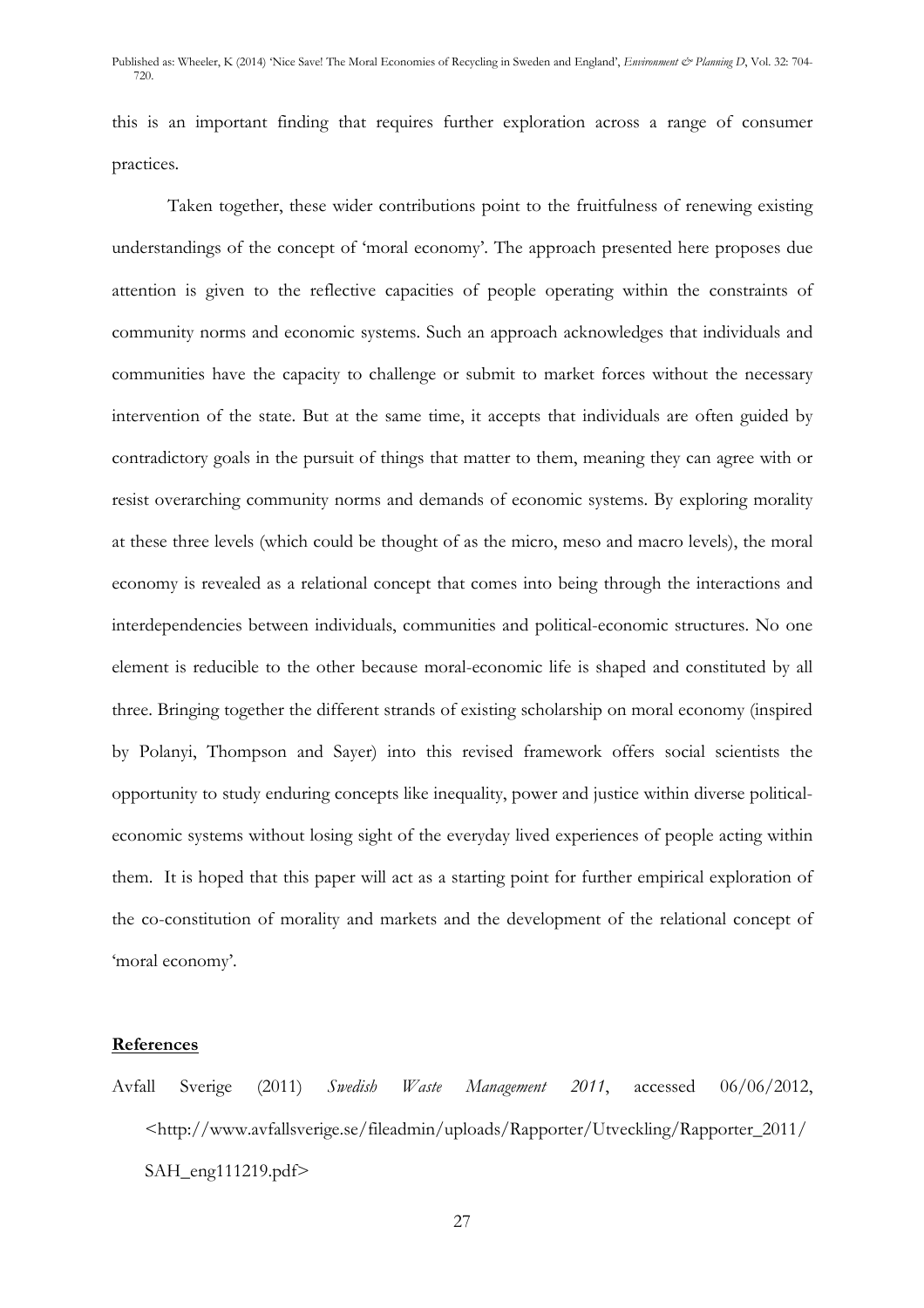this is an important finding that requires further exploration across a range of consumer practices.

Taken together, these wider contributions point to the fruitfulness of renewing existing understandings of the concept of 'moral economy'. The approach presented here proposes due attention is given to the reflective capacities of people operating within the constraints of community norms and economic systems. Such an approach acknowledges that individuals and communities have the capacity to challenge or submit to market forces without the necessary intervention of the state. But at the same time, it accepts that individuals are often guided by contradictory goals in the pursuit of things that matter to them, meaning they can agree with or resist overarching community norms and demands of economic systems. By exploring morality at these three levels (which could be thought of as the micro, meso and macro levels), the moral economy is revealed as a relational concept that comes into being through the interactions and interdependencies between individuals, communities and political-economic structures. No one element is reducible to the other because moral-economic life is shaped and constituted by all three. Bringing together the different strands of existing scholarship on moral economy (inspired by Polanyi, Thompson and Sayer) into this revised framework offers social scientists the opportunity to study enduring concepts like inequality, power and justice within diverse political-economic systems without losing sight of the everyday lived experiences of people acting within them. It is hoped that this paper will act as a starting point for further empirical exploration of the co-constitution of morality and markets and the development of the relational concept of 'moral economy'.

## References

Avfall Sverige (2011) *Swedish Waste Management 2011*, accessed 06/06/2012, <http://www.avfallsverige.se/fileadmin/uploads/Rapporter/Utveckling/Rapporter_2011/SAH_eng111219.pdf>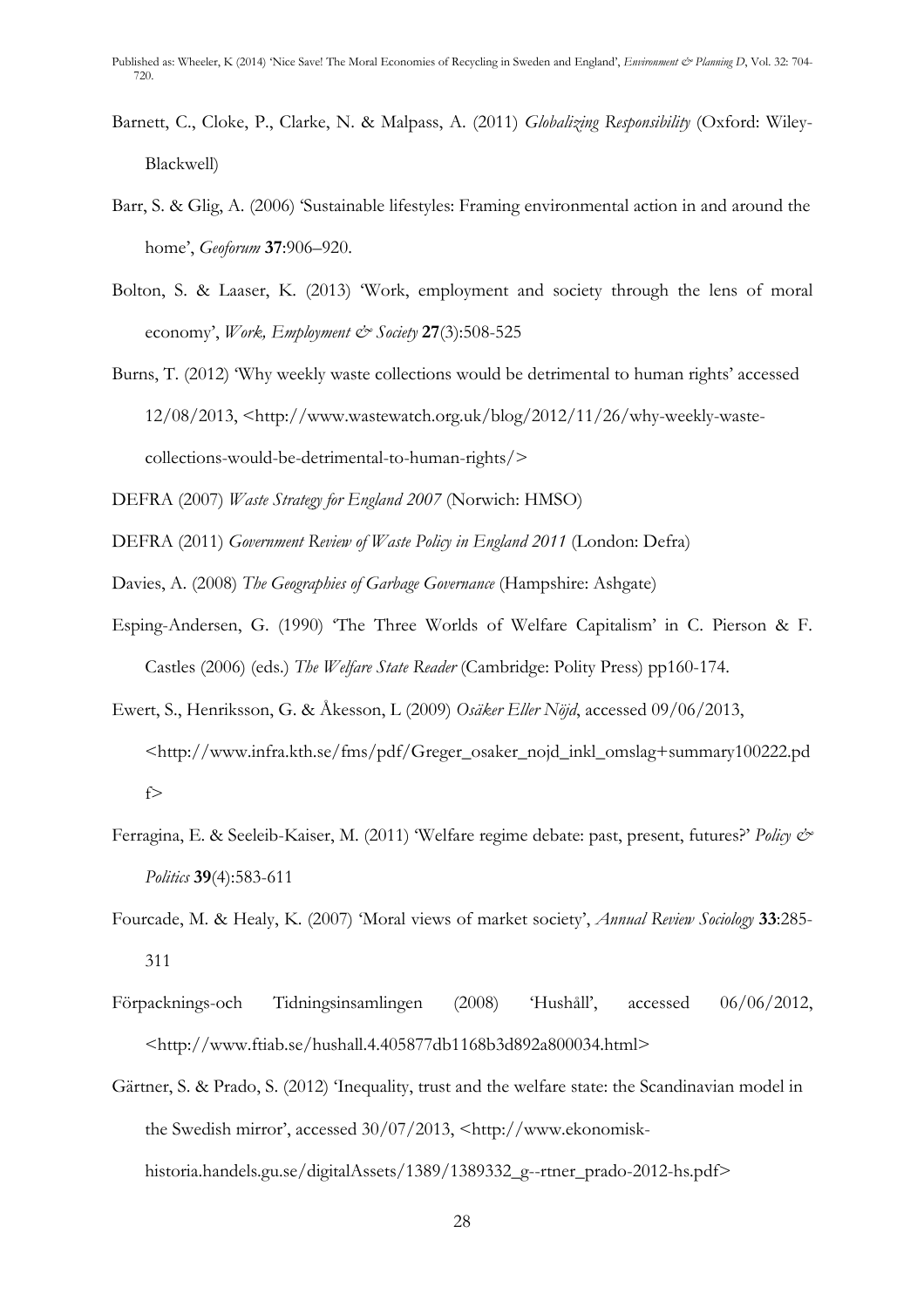Barnett, C., Cloke, P., Clarke, N. & Malpass, A. (2011) *Globalizing Responsibility* (Oxford: Wiley-Blackwell)

Barr, S. & Glig, A. (2006) 'Sustainable lifestyles: Framing environmental action in and around the home', *Geoforum* **37**:906–920.

Bolton, S. & Laaser, K. (2013) 'Work, employment and society through the lens of moral economy', *Work, Employment & Society* **27**(3):508-525

Burns, T. (2012) 'Why weekly waste collections would be detrimental to human rights' accessed 12/08/2013, <http://www.wastewatch.org.uk/blog/2012/11/26/why-weekly-waste-collections-would-be-detrimental-to-human-rights/>

DEFRA (2007) *Waste Strategy for England 2007* (Norwich: HMSO)

DEFRA (2011) *Government Review of Waste Policy in England 2011* (London: Defra)

Davies, A. (2008) *The Geographies of Garbage Governance* (Hampshire: Ashgate)

Esping-Andersen, G. (1990) 'The Three Worlds of Welfare Capitalism' in C. Pierson & F. Castles (2006) (eds.) *The Welfare State Reader* (Cambridge: Polity Press) pp160-174.

Ewert, S., Henriksson, G. & Åkesson, L (2009) *Osäker Eller Nöjd*, accessed 09/06/2013, <http://www.infra.kth.se/fms/pdf/Greger_osaker_nojd_inkl_omslag+summary100222.pdf>

Ferragina, E. & Seeleib-Kaiser, M. (2011) 'Welfare regime debate: past, present, futures?' *Policy & Politics* **39**(4):583-611

Fourcade, M. & Healy, K. (2007) 'Moral views of market society', *Annual Review Sociology* **33**:285-311

Förpacknings-och Tidningsinsamlingen (2008) 'Hushåll', accessed 06/06/2012, <http://www.ftiab.se/hushall.4.405877db1168b3d892a800034.html>

Gärtner, S. & Prado, S. (2012) 'Inequality, trust and the welfare state: the Scandinavian model in the Swedish mirror', accessed 30/07/2013, <http://www.ekonomisk-historia.handels.gu.se/digitalAssets/1389/1389332_g--rtner_prado-2012-hs.pdf>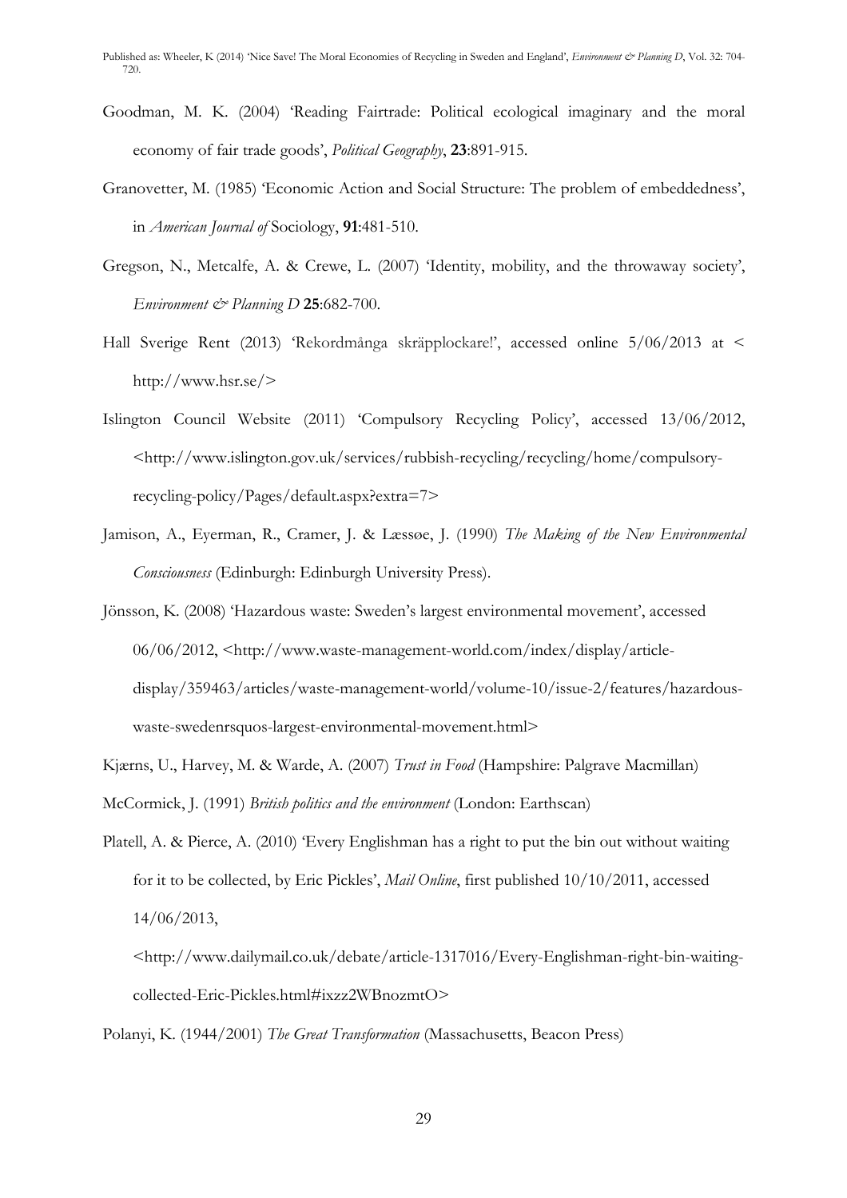Goodman, M. K. (2004) 'Reading Fairtrade: Political ecological imaginary and the moral economy of fair trade goods', *Political Geography*, **23**:891-915.

Granovetter, M. (1985) 'Economic Action and Social Structure: The problem of embeddedness', in *American Journal of* Sociology, **91**:481-510.

Gregson, N., Metcalfe, A. & Crewe, L. (2007) 'Identity, mobility, and the throwaway society', *Environment & Planning D* **25**:682-700.

Hall Sverige Rent (2013) 'Rekordmånga skräpplockare!', accessed online 5/06/2013 at < http://www.hsr.se/>

Islington Council Website (2011) 'Compulsory Recycling Policy', accessed 13/06/2012, <http://www.islington.gov.uk/services/rubbish-recycling/recycling/home/compulsory-recycling-policy/Pages/default.aspx?extra=7>

Jamison, A., Eyerman, R., Cramer, J. & Læssøe, J. (1990) *The Making of the New Environmental Consciousness* (Edinburgh: Edinburgh University Press).

Jönsson, K. (2008) 'Hazardous waste: Sweden's largest environmental movement', accessed 06/06/2012, <http://www.waste-management-world.com/index/display/article-display/359463/articles/waste-management-world/volume-10/issue-2/features/hazardous-waste-swedenrsquos-largest-environmental-movement.html>

Kjærns, U., Harvey, M. & Warde, A. (2007) *Trust in Food* (Hampshire: Palgrave Macmillan)

McCormick, J. (1991) *British politics and the environment* (London: Earthscan)

Platell, A. & Pierce, A. (2010) 'Every Englishman has a right to put the bin out without waiting for it to be collected, by Eric Pickles', *Mail Online*, first published 10/10/2011, accessed 14/06/2013, <http://www.dailymail.co.uk/debate/article-1317016/Every-Englishman-right-bin-waiting-collected-Eric-Pickles.html#ixzz2WBnozmtO>

Polanyi, K. (1944/2001) *The Great Transformation* (Massachusetts, Beacon Press)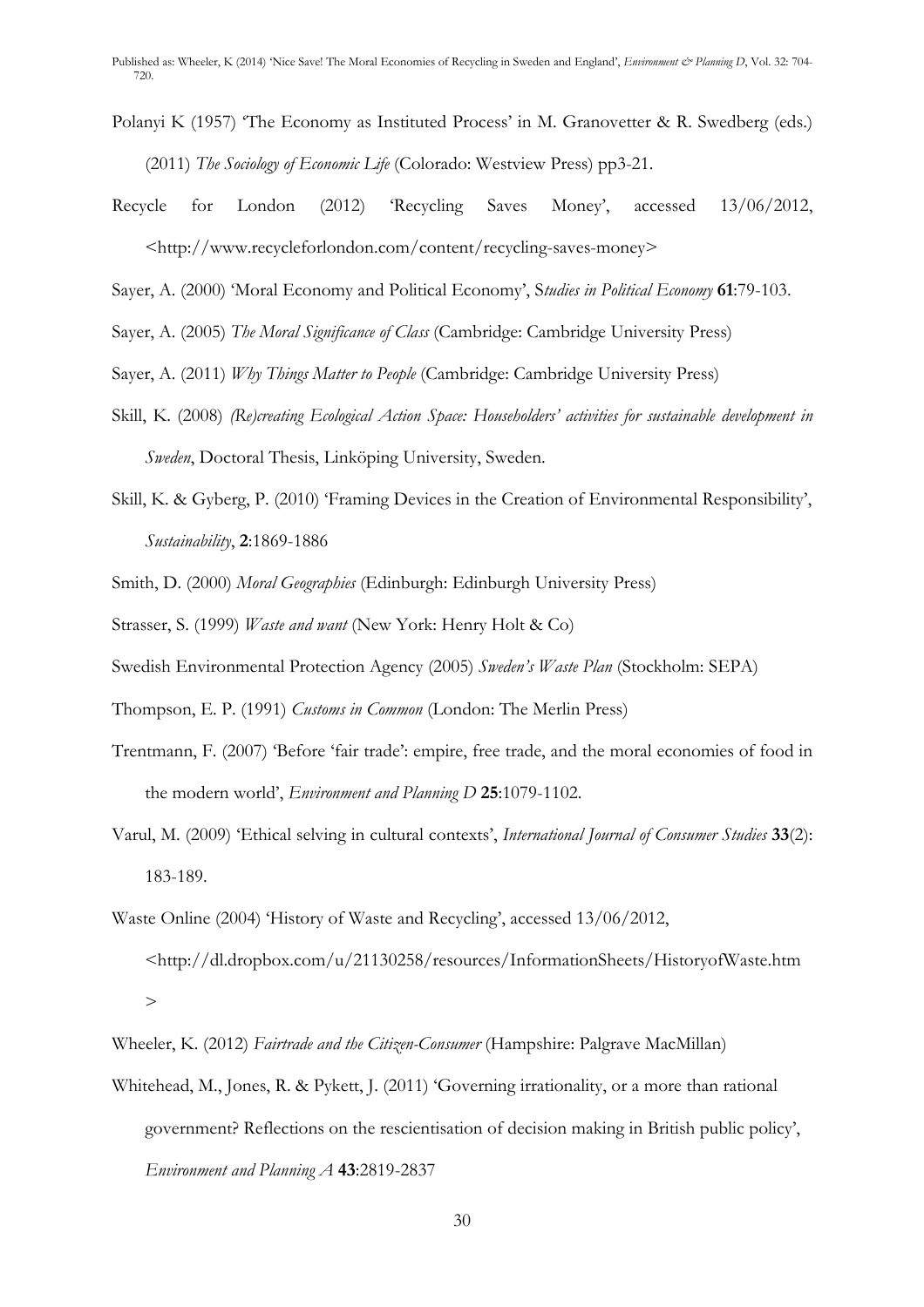Polanyi K (1957) 'The Economy as Instituted Process' in M. Granovetter & R. Swedberg (eds.) (2011) *The Sociology of Economic Life* (Colorado: Westview Press) pp3-21.

Recycle for London (2012) 'Recycling Saves Money', accessed 13/06/2012, <http://www.recycleforlondon.com/content/recycling-saves-money>

Sayer, A. (2000) 'Moral Economy and Political Economy', S*tudies in Political Economy* **61**:79-103.

Sayer, A. (2005) *The Moral Significance of Class* (Cambridge: Cambridge University Press)

Sayer, A. (2011) *Why Things Matter to People* (Cambridge: Cambridge University Press)

Skill, K. (2008) *(Re)creating Ecological Action Space: Householders' activities for sustainable development in Sweden*, Doctoral Thesis, Linköping University, Sweden.

Skill, K. & Gyberg, P. (2010) 'Framing Devices in the Creation of Environmental Responsibility', *Sustainability*, **2**:1869-1886

Smith, D. (2000) *Moral Geographies* (Edinburgh: Edinburgh University Press)

Strasser, S. (1999) *Waste and want* (New York: Henry Holt & Co)

Swedish Environmental Protection Agency (2005) *Sweden's Waste Plan* (Stockholm: SEPA)

Thompson, E. P. (1991) *Customs in Common* (London: The Merlin Press)

Trentmann, F. (2007) 'Before 'fair trade': empire, free trade, and the moral economies of food in the modern world', *Environment and Planning D* **25**:1079-1102.

Varul, M. (2009) 'Ethical selving in cultural contexts', *International Journal of Consumer Studies* **33**(2): 183-189.

Waste Online (2004) 'History of Waste and Recycling', accessed 13/06/2012, <http://dl.dropbox.com/u/21130258/resources/InformationSheets/HistoryofWaste.htm >

Wheeler, K. (2012) *Fairtrade and the Citizen-Consumer* (Hampshire: Palgrave MacMillan)

Whitehead, M., Jones, R. & Pykett, J. (2011) 'Governing irrationality, or a more than rational government? Reflections on the rescientisation of decision making in British public policy', *Environment and Planning A* **43**:2819-2837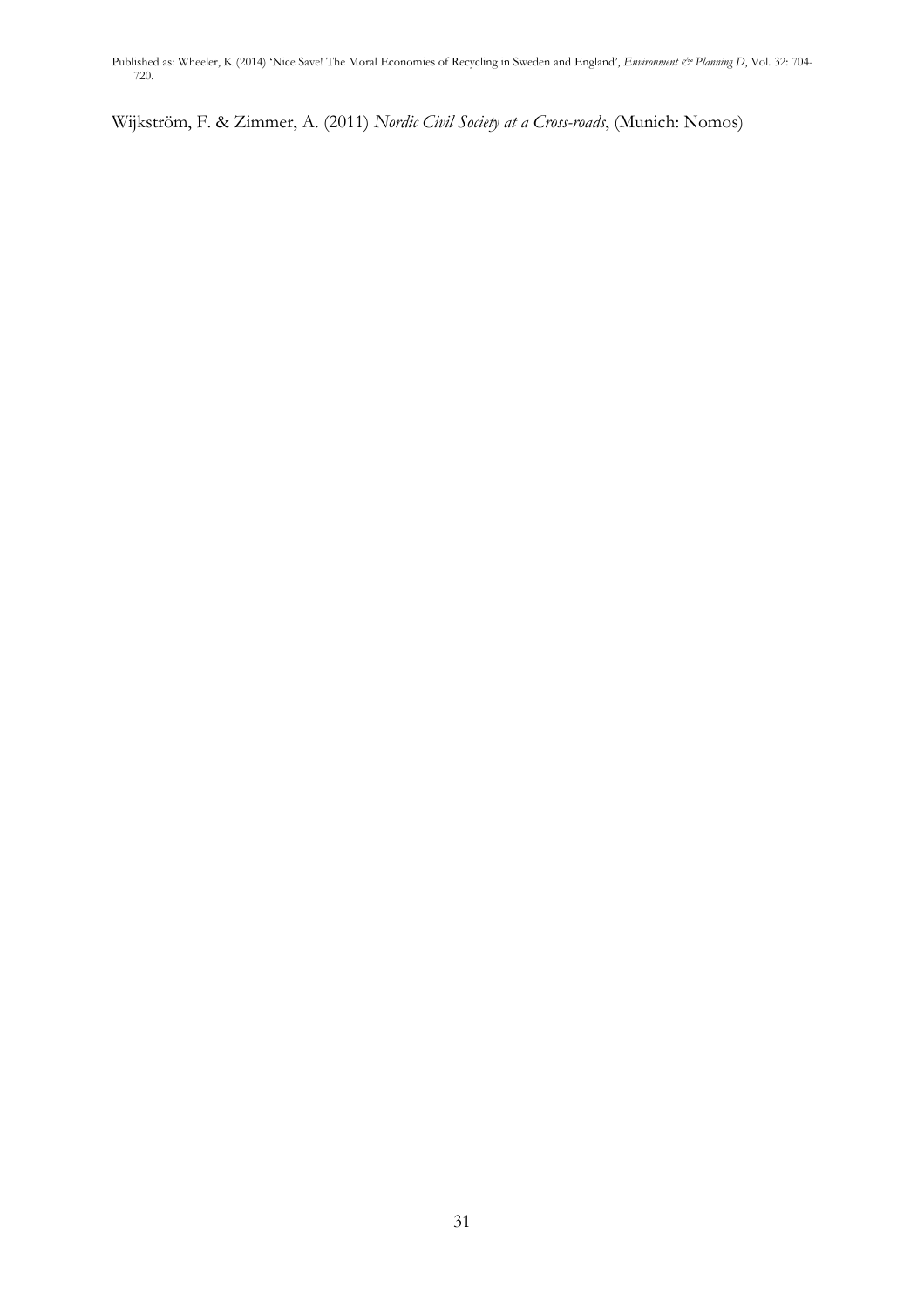Wijkström, F. & Zimmer, A. (2011) *Nordic Civil Society at a Cross-roads*, (Munich: Nomos)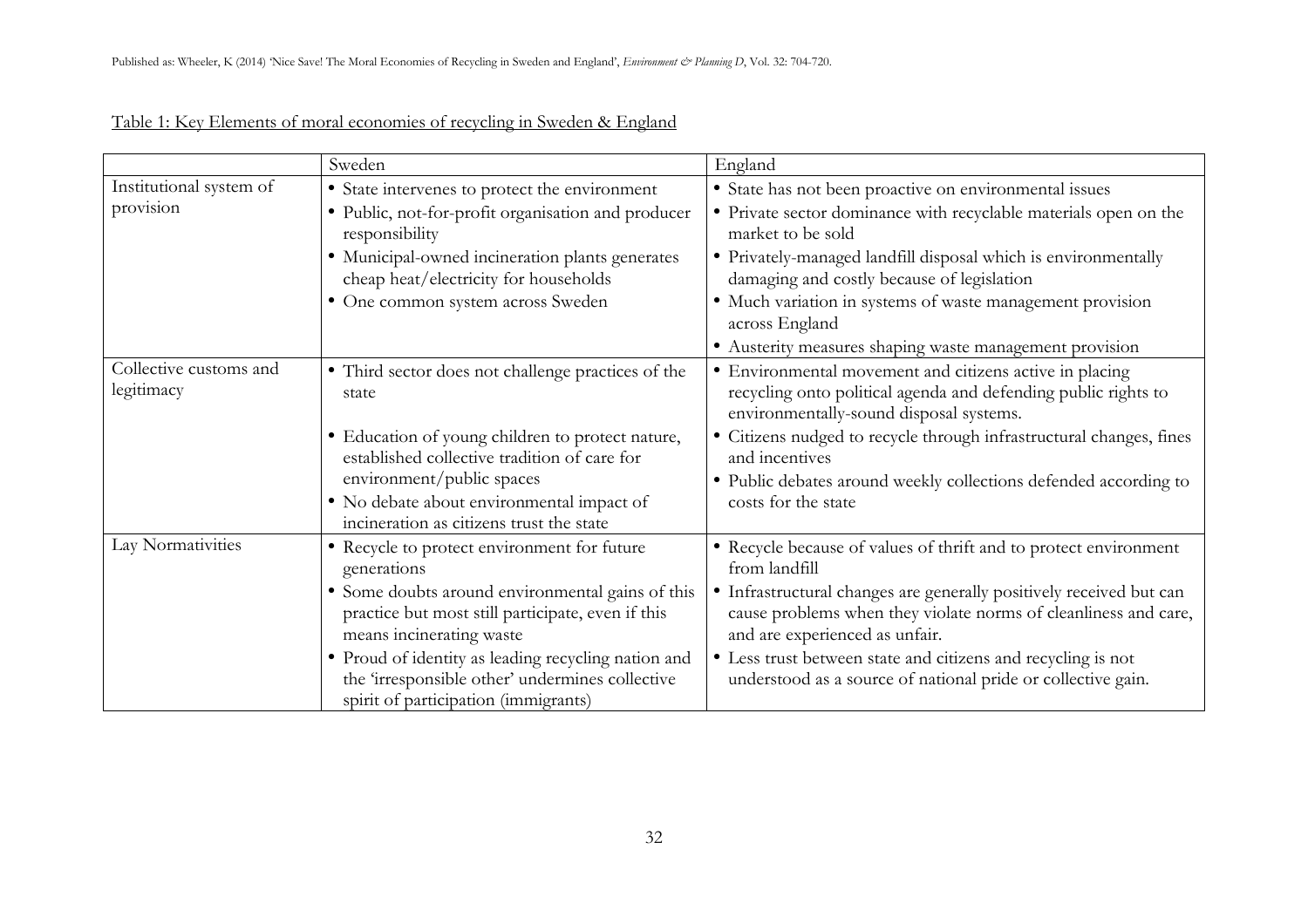Table 1: Key Elements of moral economies of recycling in Sweden & England

| | Sweden | England |
|---|---|---|
| Institutional system of provision | • State intervenes to protect the environment<br>• Public, not-for-profit organisation and producer responsibility<br>• Municipal-owned incineration plants generates cheap heat/electricity for households<br>• One common system across Sweden | • State has not been proactive on environmental issues<br>• Private sector dominance with recyclable materials open on the market to be sold<br>• Privately-managed landfill disposal which is environmentally damaging and costly because of legislation<br>• Much variation in systems of waste management provision across England<br>• Austerity measures shaping waste management provision |
| Collective customs and legitimacy | • Third sector does not challenge practices of the state<br>• Education of young children to protect nature, established collective tradition of care for environment/public spaces<br>• No debate about environmental impact of incineration as citizens trust the state | • Environmental movement and citizens active in placing recycling onto political agenda and defending public rights to environmentally-sound disposal systems.<br>• Citizens nudged to recycle through infrastructural changes, fines and incentives<br>• Public debates around weekly collections defended according to costs for the state |
| Lay Normativities | • Recycle to protect environment for future generations<br>• Some doubts around environmental gains of this practice but most still participate, even if this means incinerating waste<br>• Proud of identity as leading recycling nation and the 'irresponsible other' undermines collective spirit of participation (immigrants) | • Recycle because of values of thrift and to protect environment from landfill<br>• Infrastructural changes are generally positively received but can cause problems when they violate norms of cleanliness and care, and are experienced as unfair.<br>• Less trust between state and citizens and recycling is not understood as a source of national pride or collective gain. |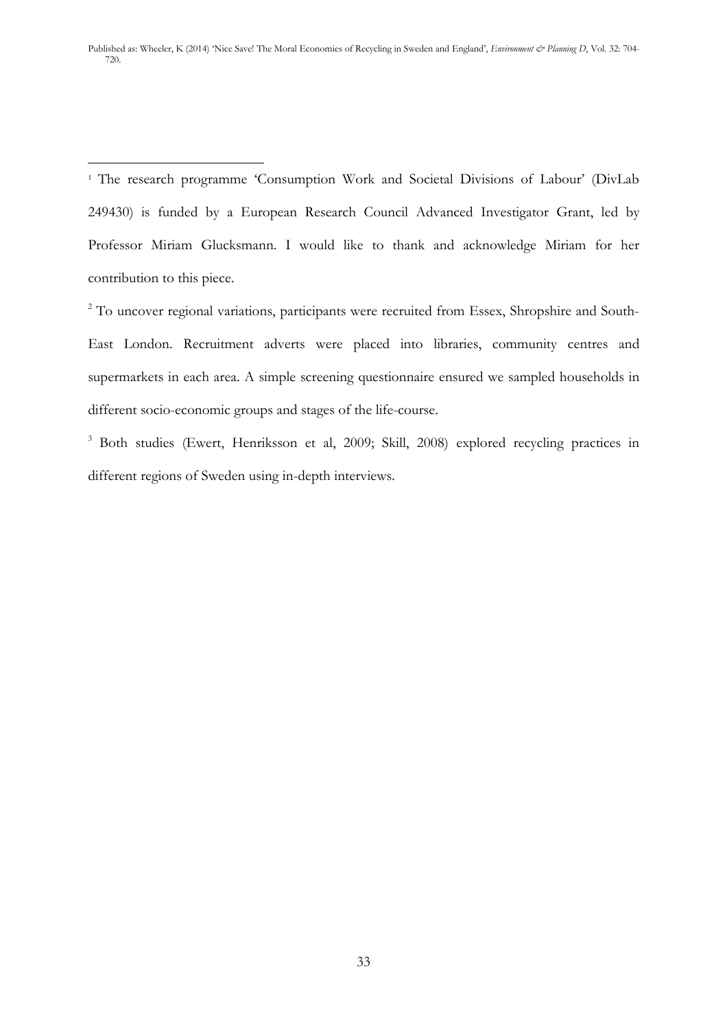[1] The research programme 'Consumption Work and Societal Divisions of Labour' (DivLab 249430) is funded by a European Research Council Advanced Investigator Grant, led by Professor Miriam Glucksmann. I would like to thank and acknowledge Miriam for her contribution to this piece.

[2] To uncover regional variations, participants were recruited from Essex, Shropshire and South-East London. Recruitment adverts were placed into libraries, community centres and supermarkets in each area. A simple screening questionnaire ensured we sampled households in different socio-economic groups and stages of the life-course.

[3] Both studies (Ewert, Henriksson et al, 2009; Skill, 2008) explored recycling practices in different regions of Sweden using in-depth interviews.